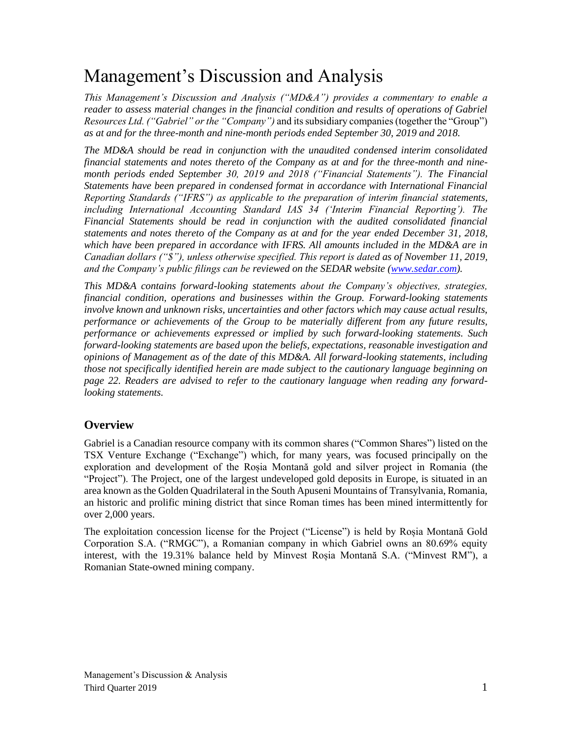# Management's Discussion and Analysis

*This Management's Discussion and Analysis ("MD&A") provides a commentary to enable a reader to assess material changes in the financial condition and results of operations of Gabriel Resources Ltd. ("Gabriel" or the "Company")* and its subsidiary companies (together the "Group") *as at and for the three-month and nine-month periods ended September 30, 2019 and 2018.*

*The MD&A should be read in conjunction with the unaudited condensed interim consolidated financial statements and notes thereto of the Company as at and for the three-month and nine-month periods ended September 30, 2019 and 2018 ("Financial Statements"). The Financial Statements have been prepared in condensed format in accordance with International Financial Reporting Standards ("IFRS") as applicable to the preparation of interim financial statements, including International Accounting Standard IAS 34 ('Interim Financial Reporting'). The Financial Statements should be read in conjunction with the audited consolidated financial statements and notes thereto of the Company as at and for the year ended December 31, 2018, which have been prepared in accordance with IFRS. All amounts included in the MD&A are in Canadian dollars ("$"), unless otherwise specified. This report is dated as of November 11, 2019, and the Company's public filings can be reviewed on the SEDAR website (www.sedar.com).*

*This MD&A contains forward-looking statements about the Company's objectives, strategies, financial condition, operations and businesses within the Group. Forward-looking statements involve known and unknown risks, uncertainties and other factors which may cause actual results, performance or achievements of the Group to be materially different from any future results, performance or achievements expressed or implied by such forward-looking statements. Such forward-looking statements are based upon the beliefs, expectations, reasonable investigation and opinions of Management as of the date of this MD&A. All forward-looking statements, including those not specifically identified herein are made subject to the cautionary language beginning on page 22. Readers are advised to refer to the cautionary language when reading any forward-looking statements.*

## Overview

Gabriel is a Canadian resource company with its common shares ("Common Shares") listed on the TSX Venture Exchange ("Exchange") which, for many years, was focused principally on the exploration and development of the Roșia Montană gold and silver project in Romania (the "Project"). The Project, one of the largest undeveloped gold deposits in Europe, is situated in an area known as the Golden Quadrilateral in the South Apuseni Mountains of Transylvania, Romania, an historic and prolific mining district that since Roman times has been mined intermittently for over 2,000 years.

The exploitation concession license for the Project ("License") is held by Roșia Montană Gold Corporation S.A. ("RMGC"), a Romanian company in which Gabriel owns an 80.69% equity interest, with the 19.31% balance held by Minvest Roșia Montană S.A. ("Minvest RM"), a Romanian State-owned mining company.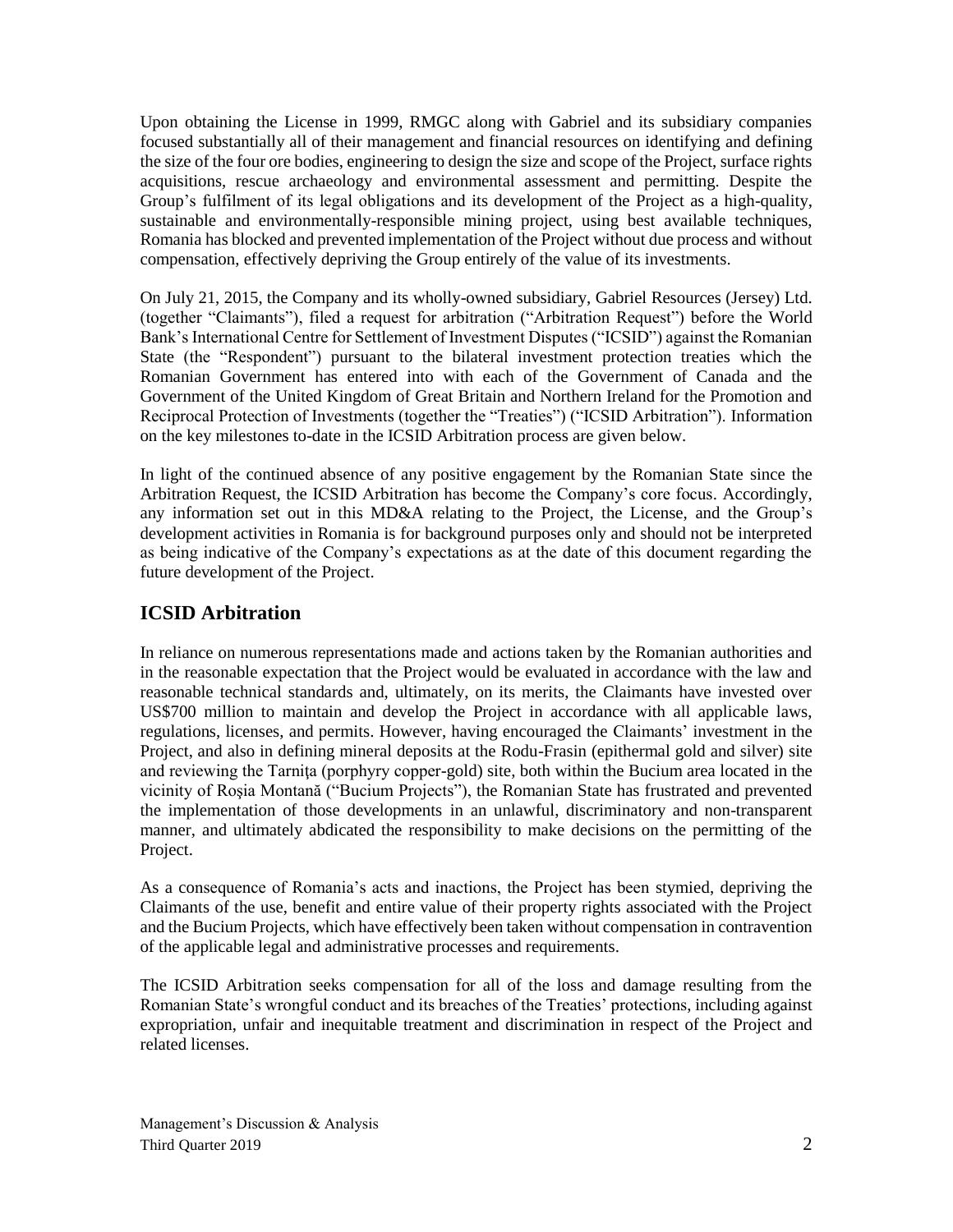Upon obtaining the License in 1999, RMGC along with Gabriel and its subsidiary companies focused substantially all of their management and financial resources on identifying and defining the size of the four ore bodies, engineering to design the size and scope of the Project, surface rights acquisitions, rescue archaeology and environmental assessment and permitting. Despite the Group's fulfilment of its legal obligations and its development of the Project as a high-quality, sustainable and environmentally-responsible mining project, using best available techniques, Romania has blocked and prevented implementation of the Project without due process and without compensation, effectively depriving the Group entirely of the value of its investments.

On July 21, 2015, the Company and its wholly-owned subsidiary, Gabriel Resources (Jersey) Ltd. (together "Claimants"), filed a request for arbitration ("Arbitration Request") before the World Bank's International Centre for Settlement of Investment Disputes ("ICSID") against the Romanian State (the "Respondent") pursuant to the bilateral investment protection treaties which the Romanian Government has entered into with each of the Government of Canada and the Government of the United Kingdom of Great Britain and Northern Ireland for the Promotion and Reciprocal Protection of Investments (together the "Treaties") ("ICSID Arbitration"). Information on the key milestones to-date in the ICSID Arbitration process are given below.

In light of the continued absence of any positive engagement by the Romanian State since the Arbitration Request, the ICSID Arbitration has become the Company's core focus. Accordingly, any information set out in this MD&A relating to the Project, the License, and the Group's development activities in Romania is for background purposes only and should not be interpreted as being indicative of the Company's expectations as at the date of this document regarding the future development of the Project.

## ICSID Arbitration

In reliance on numerous representations made and actions taken by the Romanian authorities and in the reasonable expectation that the Project would be evaluated in accordance with the law and reasonable technical standards and, ultimately, on its merits, the Claimants have invested over US$700 million to maintain and develop the Project in accordance with all applicable laws, regulations, licenses, and permits. However, having encouraged the Claimants' investment in the Project, and also in defining mineral deposits at the Rodu-Frasin (epithermal gold and silver) site and reviewing the Tarniţa (porphyry copper-gold) site, both within the Bucium area located in the vicinity of Roşia Montană ("Bucium Projects"), the Romanian State has frustrated and prevented the implementation of those developments in an unlawful, discriminatory and non-transparent manner, and ultimately abdicated the responsibility to make decisions on the permitting of the Project.

As a consequence of Romania's acts and inactions, the Project has been stymied, depriving the Claimants of the use, benefit and entire value of their property rights associated with the Project and the Bucium Projects, which have effectively been taken without compensation in contravention of the applicable legal and administrative processes and requirements.

The ICSID Arbitration seeks compensation for all of the loss and damage resulting from the Romanian State's wrongful conduct and its breaches of the Treaties' protections, including against expropriation, unfair and inequitable treatment and discrimination in respect of the Project and related licenses.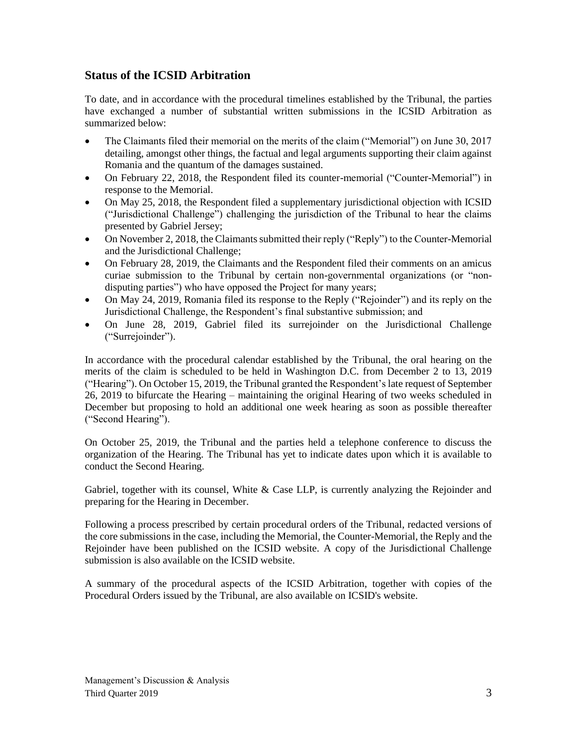## Status of the ICSID Arbitration

To date, and in accordance with the procedural timelines established by the Tribunal, the parties have exchanged a number of substantial written submissions in the ICSID Arbitration as summarized below:

- The Claimants filed their memorial on the merits of the claim ("Memorial") on June 30, 2017 detailing, amongst other things, the factual and legal arguments supporting their claim against Romania and the quantum of the damages sustained.
- On February 22, 2018, the Respondent filed its counter-memorial ("Counter-Memorial") in response to the Memorial.
- On May 25, 2018, the Respondent filed a supplementary jurisdictional objection with ICSID ("Jurisdictional Challenge") challenging the jurisdiction of the Tribunal to hear the claims presented by Gabriel Jersey;
- On November 2, 2018, the Claimants submitted their reply ("Reply") to the Counter-Memorial and the Jurisdictional Challenge;
- On February 28, 2019, the Claimants and the Respondent filed their comments on an amicus curiae submission to the Tribunal by certain non-governmental organizations (or "non-disputing parties") who have opposed the Project for many years;
- On May 24, 2019, Romania filed its response to the Reply ("Rejoinder") and its reply on the Jurisdictional Challenge, the Respondent's final substantive submission; and
- On June 28, 2019, Gabriel filed its surrejoinder on the Jurisdictional Challenge ("Surrejoinder").

In accordance with the procedural calendar established by the Tribunal, the oral hearing on the merits of the claim is scheduled to be held in Washington D.C. from December 2 to 13, 2019 ("Hearing"). On October 15, 2019, the Tribunal granted the Respondent's late request of September 26, 2019 to bifurcate the Hearing – maintaining the original Hearing of two weeks scheduled in December but proposing to hold an additional one week hearing as soon as possible thereafter ("Second Hearing").

On October 25, 2019, the Tribunal and the parties held a telephone conference to discuss the organization of the Hearing. The Tribunal has yet to indicate dates upon which it is available to conduct the Second Hearing.

Gabriel, together with its counsel, White & Case LLP, is currently analyzing the Rejoinder and preparing for the Hearing in December.

Following a process prescribed by certain procedural orders of the Tribunal, redacted versions of the core submissions in the case, including the Memorial, the Counter-Memorial, the Reply and the Rejoinder have been published on the ICSID website. A copy of the Jurisdictional Challenge submission is also available on the ICSID website.

A summary of the procedural aspects of the ICSID Arbitration, together with copies of the Procedural Orders issued by the Tribunal, are also available on ICSID's website.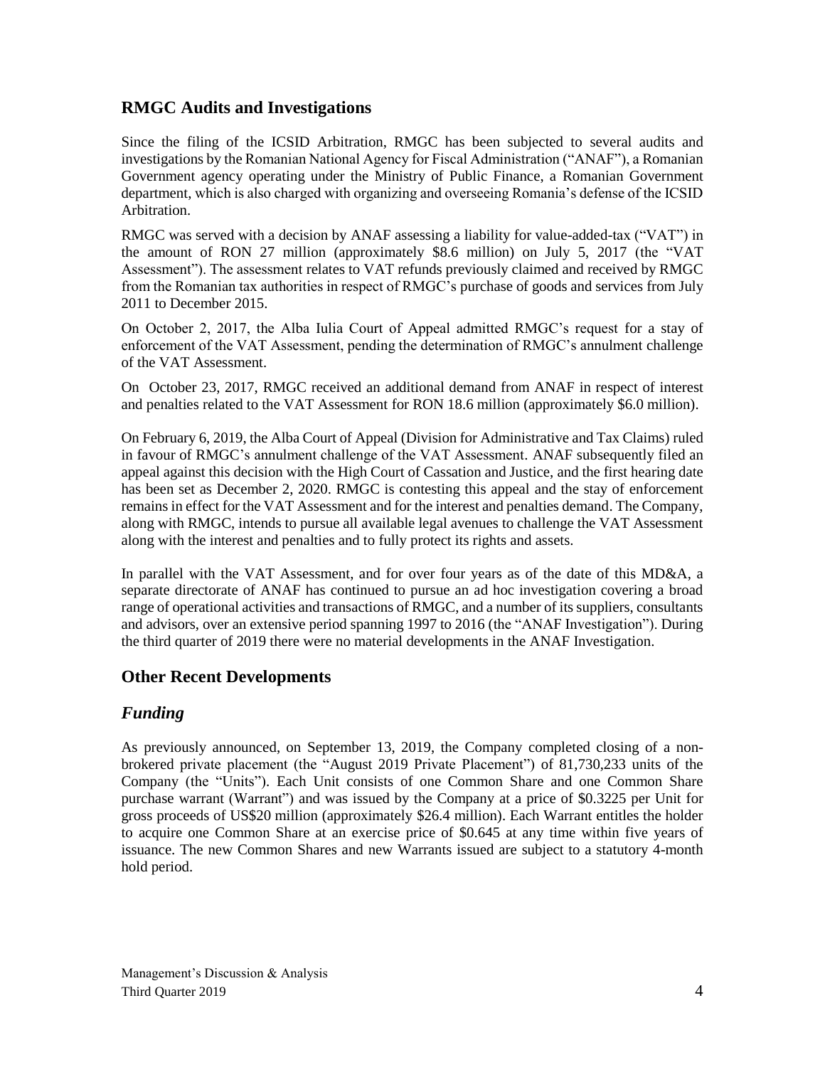## RMGC Audits and Investigations

Since the filing of the ICSID Arbitration, RMGC has been subjected to several audits and investigations by the Romanian National Agency for Fiscal Administration ("ANAF"), a Romanian Government agency operating under the Ministry of Public Finance, a Romanian Government department, which is also charged with organizing and overseeing Romania's defense of the ICSID Arbitration.

RMGC was served with a decision by ANAF assessing a liability for value-added-tax ("VAT") in the amount of RON 27 million (approximately $8.6 million) on July 5, 2017 (the "VAT Assessment"). The assessment relates to VAT refunds previously claimed and received by RMGC from the Romanian tax authorities in respect of RMGC's purchase of goods and services from July 2011 to December 2015.

On October 2, 2017, the Alba Iulia Court of Appeal admitted RMGC's request for a stay of enforcement of the VAT Assessment, pending the determination of RMGC's annulment challenge of the VAT Assessment.

On October 23, 2017, RMGC received an additional demand from ANAF in respect of interest and penalties related to the VAT Assessment for RON 18.6 million (approximately $6.0 million).

On February 6, 2019, the Alba Court of Appeal (Division for Administrative and Tax Claims) ruled in favour of RMGC's annulment challenge of the VAT Assessment. ANAF subsequently filed an appeal against this decision with the High Court of Cassation and Justice, and the first hearing date has been set as December 2, 2020. RMGC is contesting this appeal and the stay of enforcement remains in effect for the VAT Assessment and for the interest and penalties demand. The Company, along with RMGC, intends to pursue all available legal avenues to challenge the VAT Assessment along with the interest and penalties and to fully protect its rights and assets.

In parallel with the VAT Assessment, and for over four years as of the date of this MD&A, a separate directorate of ANAF has continued to pursue an ad hoc investigation covering a broad range of operational activities and transactions of RMGC, and a number of its suppliers, consultants and advisors, over an extensive period spanning 1997 to 2016 (the "ANAF Investigation"). During the third quarter of 2019 there were no material developments in the ANAF Investigation.

## Other Recent Developments

### *Funding*

As previously announced, on September 13, 2019, the Company completed closing of a non-brokered private placement (the "August 2019 Private Placement") of 81,730,233 units of the Company (the "Units"). Each Unit consists of one Common Share and one Common Share purchase warrant (Warrant") and was issued by the Company at a price of $0.3225 per Unit for gross proceeds of US$20 million (approximately $26.4 million). Each Warrant entitles the holder to acquire one Common Share at an exercise price of $0.645 at any time within five years of issuance. The new Common Shares and new Warrants issued are subject to a statutory 4-month hold period.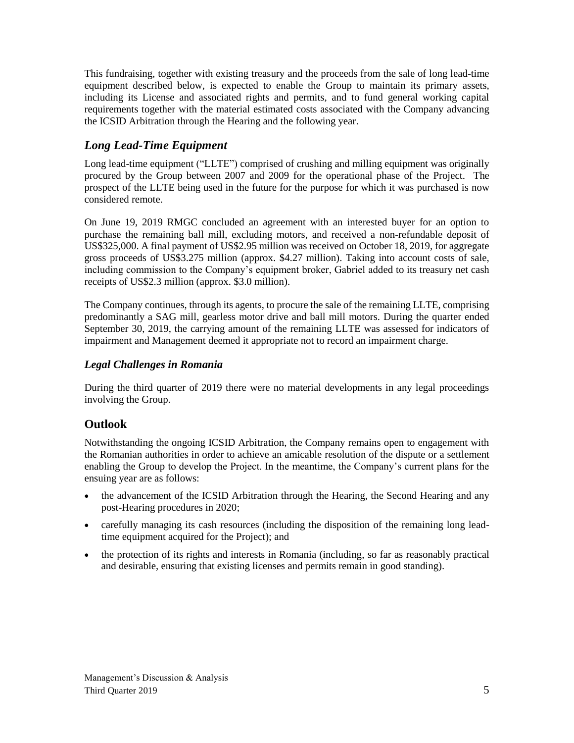This fundraising, together with existing treasury and the proceeds from the sale of long lead-time equipment described below, is expected to enable the Group to maintain its primary assets, including its License and associated rights and permits, and to fund general working capital requirements together with the material estimated costs associated with the Company advancing the ICSID Arbitration through the Hearing and the following year.

## *Long Lead-Time Equipment*

Long lead-time equipment ("LLTE") comprised of crushing and milling equipment was originally procured by the Group between 2007 and 2009 for the operational phase of the Project. The prospect of the LLTE being used in the future for the purpose for which it was purchased is now considered remote.

On June 19, 2019 RMGC concluded an agreement with an interested buyer for an option to purchase the remaining ball mill, excluding motors, and received a non-refundable deposit of US$325,000. A final payment of US$2.95 million was received on October 18, 2019, for aggregate gross proceeds of US$3.275 million (approx. $4.27 million). Taking into account costs of sale, including commission to the Company's equipment broker, Gabriel added to its treasury net cash receipts of US$2.3 million (approx. $3.0 million).

The Company continues, through its agents, to procure the sale of the remaining LLTE, comprising predominantly a SAG mill, gearless motor drive and ball mill motors. During the quarter ended September 30, 2019, the carrying amount of the remaining LLTE was assessed for indicators of impairment and Management deemed it appropriate not to record an impairment charge.

### *Legal Challenges in Romania*

During the third quarter of 2019 there were no material developments in any legal proceedings involving the Group.

## Outlook

Notwithstanding the ongoing ICSID Arbitration, the Company remains open to engagement with the Romanian authorities in order to achieve an amicable resolution of the dispute or a settlement enabling the Group to develop the Project. In the meantime, the Company's current plans for the ensuing year are as follows:

- the advancement of the ICSID Arbitration through the Hearing, the Second Hearing and any post-Hearing procedures in 2020;
- carefully managing its cash resources (including the disposition of the remaining long lead-time equipment acquired for the Project); and
- the protection of its rights and interests in Romania (including, so far as reasonably practical and desirable, ensuring that existing licenses and permits remain in good standing).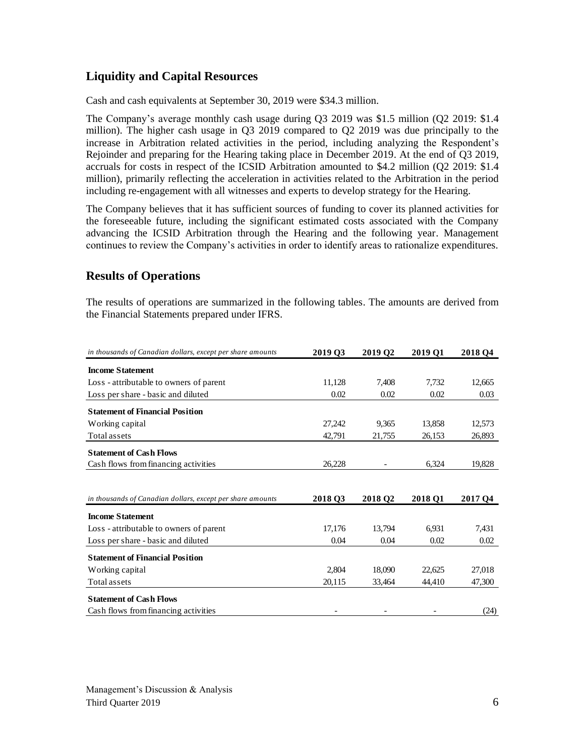## Liquidity and Capital Resources

Cash and cash equivalents at September 30, 2019 were $34.3 million.

The Company's average monthly cash usage during Q3 2019 was $1.5 million (Q2 2019: $1.4 million). The higher cash usage in Q3 2019 compared to Q2 2019 was due principally to the increase in Arbitration related activities in the period, including analyzing the Respondent's Rejoinder and preparing for the Hearing taking place in December 2019. At the end of Q3 2019, accruals for costs in respect of the ICSID Arbitration amounted to $4.2 million (Q2 2019: $1.4 million), primarily reflecting the acceleration in activities related to the Arbitration in the period including re-engagement with all witnesses and experts to develop strategy for the Hearing.

The Company believes that it has sufficient sources of funding to cover its planned activities for the foreseeable future, including the significant estimated costs associated with the Company advancing the ICSID Arbitration through the Hearing and the following year. Management continues to review the Company's activities in order to identify areas to rationalize expenditures.

## Results of Operations

The results of operations are summarized in the following tables. The amounts are derived from the Financial Statements prepared under IFRS.

| *in thousands of Canadian dollars, except per share amounts* | 2019 Q3 | 2019 Q2 | 2019 Q1 | 2018 Q4 |
|---|---|---|---|---|
| **Income Statement** | | | | |
| Loss - attributable to owners of parent | 11,128 | 7,408 | 7,732 | 12,665 |
| Loss per share - basic and diluted | 0.02 | 0.02 | 0.02 | 0.03 |
| **Statement of Financial Position** | | | | |
| Working capital | 27,242 | 9,365 | 13,858 | 12,573 |
| Total assets | 42,791 | 21,755 | 26,153 | 26,893 |
| **Statement of Cash Flows** | | | | |
| Cash flows from financing activities | 26,228 | - | 6,324 | 19,828 |

| *in thousands of Canadian dollars, except per share amounts* | 2018 Q3 | 2018 Q2 | 2018 Q1 | 2017 Q4 |
|---|---|---|---|---|
| **Income Statement** | | | | |
| Loss - attributable to owners of parent | 17,176 | 13,794 | 6,931 | 7,431 |
| Loss per share - basic and diluted | 0.04 | 0.04 | 0.02 | 0.02 |
| **Statement of Financial Position** | | | | |
| Working capital | 2,804 | 18,090 | 22,625 | 27,018 |
| Total assets | 20,115 | 33,464 | 44,410 | 47,300 |
| **Statement of Cash Flows** | | | | |
| Cash flows from financing activities | - | - | - | (24) |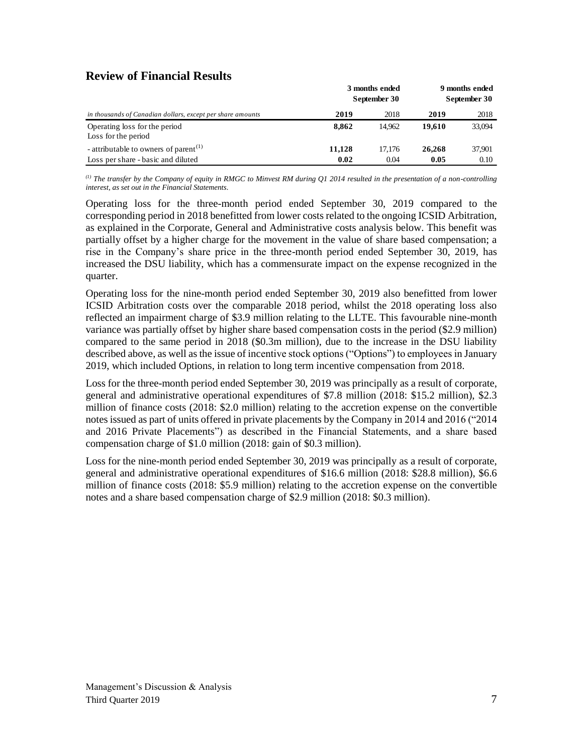## Review of Financial Results

| *in thousands of Canadian dollars, except per share amounts* | 3 months ended September 30 | | 9 months ended September 30 | |
|---|---|---|---|---|
| | **2019** | 2018 | **2019** | 2018 |
| Operating loss for the period | **8,862** | 14,962 | **19,610** | 33,094 |
| Loss for the period | | | | |
| - attributable to owners of parent[(1)] | **11,128** | 17,176 | **26,268** | 37,901 |
| Loss per share - basic and diluted | **0.02** | 0.04 | **0.05** | 0.10 |

*[(1)] The transfer by the Company of equity in RMGC to Minvest RM during Q1 2014 resulted in the presentation of a non-controlling interest, as set out in the Financial Statements.*

Operating loss for the three-month period ended September 30, 2019 compared to the corresponding period in 2018 benefitted from lower costs related to the ongoing ICSID Arbitration, as explained in the Corporate, General and Administrative costs analysis below. This benefit was partially offset by a higher charge for the movement in the value of share based compensation; a rise in the Company's share price in the three-month period ended September 30, 2019, has increased the DSU liability, which has a commensurate impact on the expense recognized in the quarter.

Operating loss for the nine-month period ended September 30, 2019 also benefitted from lower ICSID Arbitration costs over the comparable 2018 period, whilst the 2018 operating loss also reflected an impairment charge of $3.9 million relating to the LLTE. This favourable nine-month variance was partially offset by higher share based compensation costs in the period ($2.9 million) compared to the same period in 2018 ($0.3m million), due to the increase in the DSU liability described above, as well as the issue of incentive stock options ("Options") to employees in January 2019, which included Options, in relation to long term incentive compensation from 2018.

Loss for the three-month period ended September 30, 2019 was principally as a result of corporate, general and administrative operational expenditures of $7.8 million (2018: $15.2 million), $2.3 million of finance costs (2018: $2.0 million) relating to the accretion expense on the convertible notes issued as part of units offered in private placements by the Company in 2014 and 2016 ("2014 and 2016 Private Placements") as described in the Financial Statements, and a share based compensation charge of $1.0 million (2018: gain of $0.3 million).

Loss for the nine-month period ended September 30, 2019 was principally as a result of corporate, general and administrative operational expenditures of $16.6 million (2018: $28.8 million), $6.6 million of finance costs (2018: $5.9 million) relating to the accretion expense on the convertible notes and a share based compensation charge of $2.9 million (2018: $0.3 million).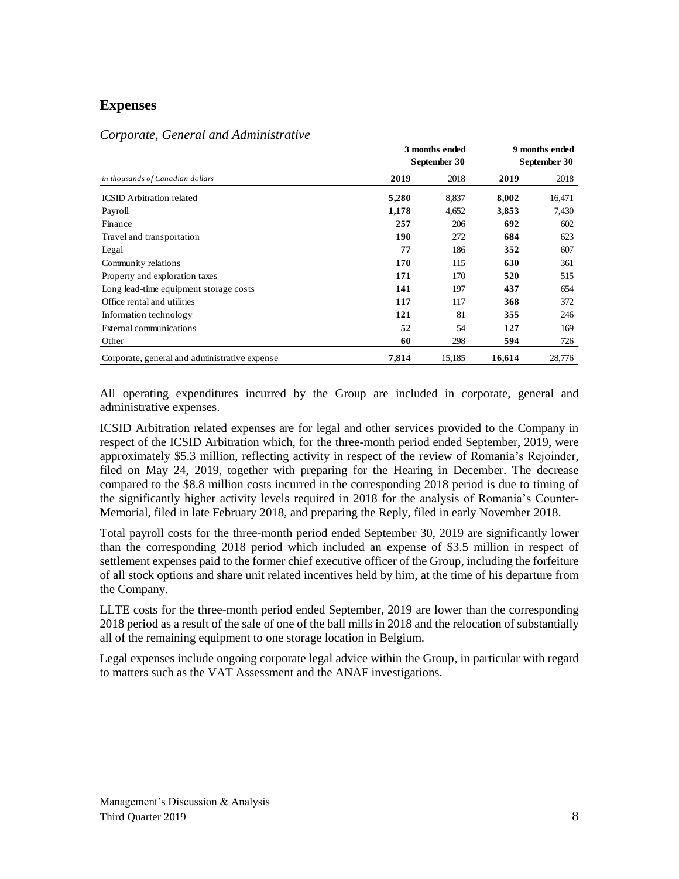## Expenses

### *Corporate, General and Administrative*

| *in thousands of Canadian dollars* | 3 months ended September 30 | | 9 months ended September 30 | |
|---|---|---|---|---|
| | **2019** | 2018 | **2019** | 2018 |
| ICSID Arbitration related | **5,280** | 8,837 | **8,002** | 16,471 |
| Payroll | **1,178** | 4,652 | **3,853** | 7,430 |
| Finance | **257** | 206 | **692** | 602 |
| Travel and transportation | **190** | 272 | **684** | 623 |
| Legal | **77** | 186 | **352** | 607 |
| Community relations | **170** | 115 | **630** | 361 |
| Property and exploration taxes | **171** | 170 | **520** | 515 |
| Long lead-time equipment storage costs | **141** | 197 | **437** | 654 |
| Office rental and utilities | **117** | 117 | **368** | 372 |
| Information technology | **121** | 81 | **355** | 246 |
| External communications | **52** | 54 | **127** | 169 |
| Other | **60** | 298 | **594** | 726 |
| Corporate, general and administrative expense | **7,814** | 15,185 | **16,614** | 28,776 |

All operating expenditures incurred by the Group are included in corporate, general and administrative expenses.

ICSID Arbitration related expenses are for legal and other services provided to the Company in respect of the ICSID Arbitration which, for the three-month period ended September, 2019, were approximately $5.3 million, reflecting activity in respect of the review of Romania's Rejoinder, filed on May 24, 2019, together with preparing for the Hearing in December. The decrease compared to the $8.8 million costs incurred in the corresponding 2018 period is due to timing of the significantly higher activity levels required in 2018 for the analysis of Romania's Counter-Memorial, filed in late February 2018, and preparing the Reply, filed in early November 2018.

Total payroll costs for the three-month period ended September 30, 2019 are significantly lower than the corresponding 2018 period which included an expense of $3.5 million in respect of settlement expenses paid to the former chief executive officer of the Group, including the forfeiture of all stock options and share unit related incentives held by him, at the time of his departure from the Company.

LLTE costs for the three-month period ended September, 2019 are lower than the corresponding 2018 period as a result of the sale of one of the ball mills in 2018 and the relocation of substantially all of the remaining equipment to one storage location in Belgium.

Legal expenses include ongoing corporate legal advice within the Group, in particular with regard to matters such as the VAT Assessment and the ANAF investigations.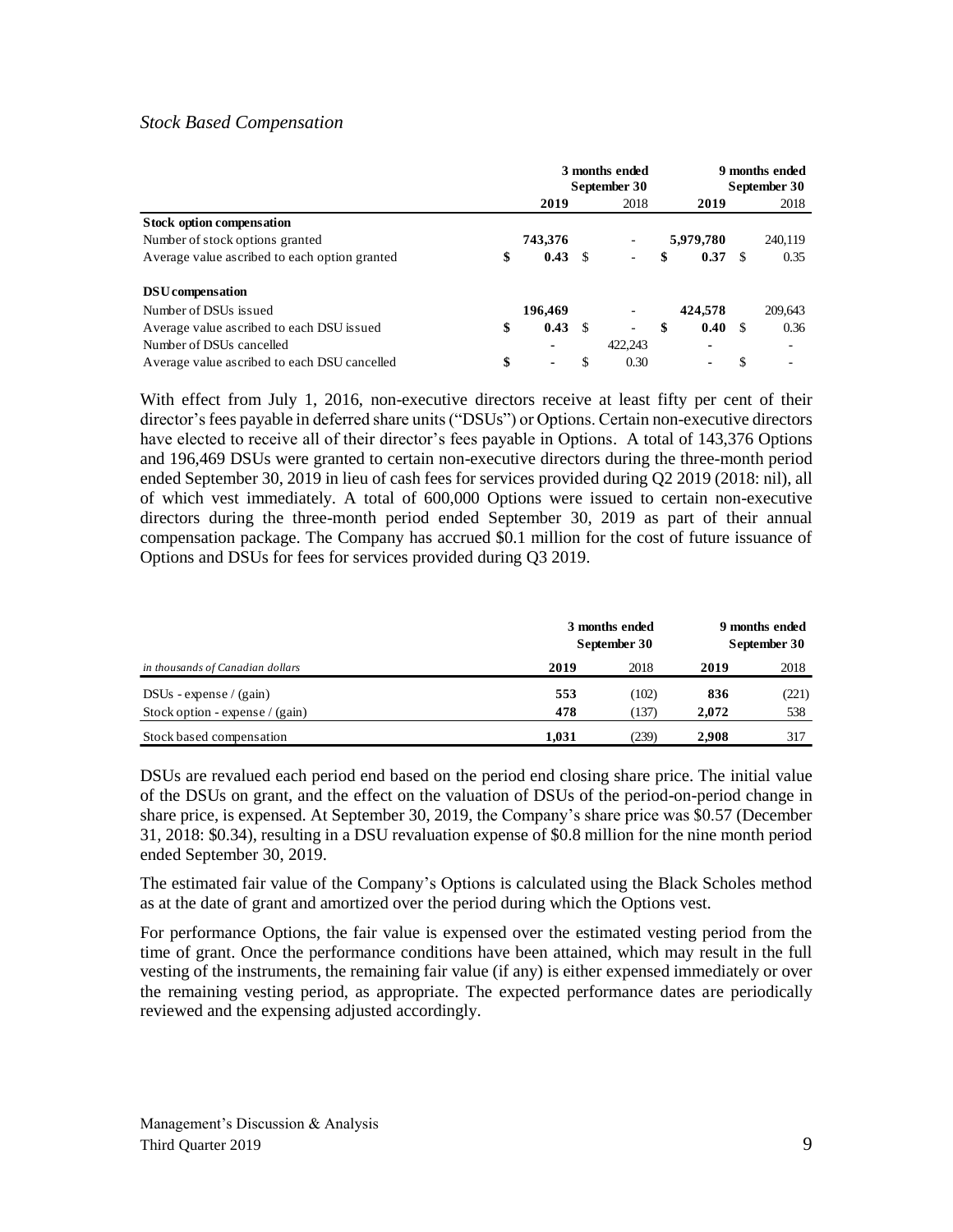*Stock Based Compensation*

| | 3 months ended September 30 | | 9 months ended September 30 | |
|---|---|---|---|---|
| | **2019** | 2018 | **2019** | 2018 |
| **Stock option compensation** | | | | |
| Number of stock options granted | **743,376** | - | **5,979,780** | 240,119 |
| Average value ascribed to each option granted | **$ 0.43** | $ - | **$ 0.37** | $ 0.35 |
| **DSU compensation** | | | | |
| Number of DSUs issued | **196,469** | - | **424,578** | 209,643 |
| Average value ascribed to each DSU issued | **$ 0.43** | $ - | **$ 0.40** | $ 0.36 |
| Number of DSUs cancelled | **-** | 422,243 | **-** | - |
| Average value ascribed to each DSU cancelled | **$ -** | $ 0.30 | **-** | $ - |

With effect from July 1, 2016, non-executive directors receive at least fifty per cent of their director's fees payable in deferred share units ("DSUs") or Options. Certain non-executive directors have elected to receive all of their director's fees payable in Options. A total of 143,376 Options and 196,469 DSUs were granted to certain non-executive directors during the three-month period ended September 30, 2019 in lieu of cash fees for services provided during Q2 2019 (2018: nil), all of which vest immediately. A total of 600,000 Options were issued to certain non-executive directors during the three-month period ended September 30, 2019 as part of their annual compensation package. The Company has accrued $0.1 million for the cost of future issuance of Options and DSUs for fees for services provided during Q3 2019.

| | 3 months ended September 30 | | 9 months ended September 30 | |
|---|---|---|---|---|
| *in thousands of Canadian dollars* | **2019** | 2018 | **2019** | 2018 |
| DSUs - expense / (gain) | **553** | (102) | **836** | (221) |
| Stock option - expense / (gain) | **478** | (137) | **2,072** | 538 |
| Stock based compensation | **1,031** | (239) | **2,908** | 317 |

DSUs are revalued each period end based on the period end closing share price. The initial value of the DSUs on grant, and the effect on the valuation of DSUs of the period-on-period change in share price, is expensed. At September 30, 2019, the Company's share price was $0.57 (December 31, 2018: $0.34), resulting in a DSU revaluation expense of $0.8 million for the nine month period ended September 30, 2019.

The estimated fair value of the Company's Options is calculated using the Black Scholes method as at the date of grant and amortized over the period during which the Options vest.

For performance Options, the fair value is expensed over the estimated vesting period from the time of grant. Once the performance conditions have been attained, which may result in the full vesting of the instruments, the remaining fair value (if any) is either expensed immediately or over the remaining vesting period, as appropriate. The expected performance dates are periodically reviewed and the expensing adjusted accordingly.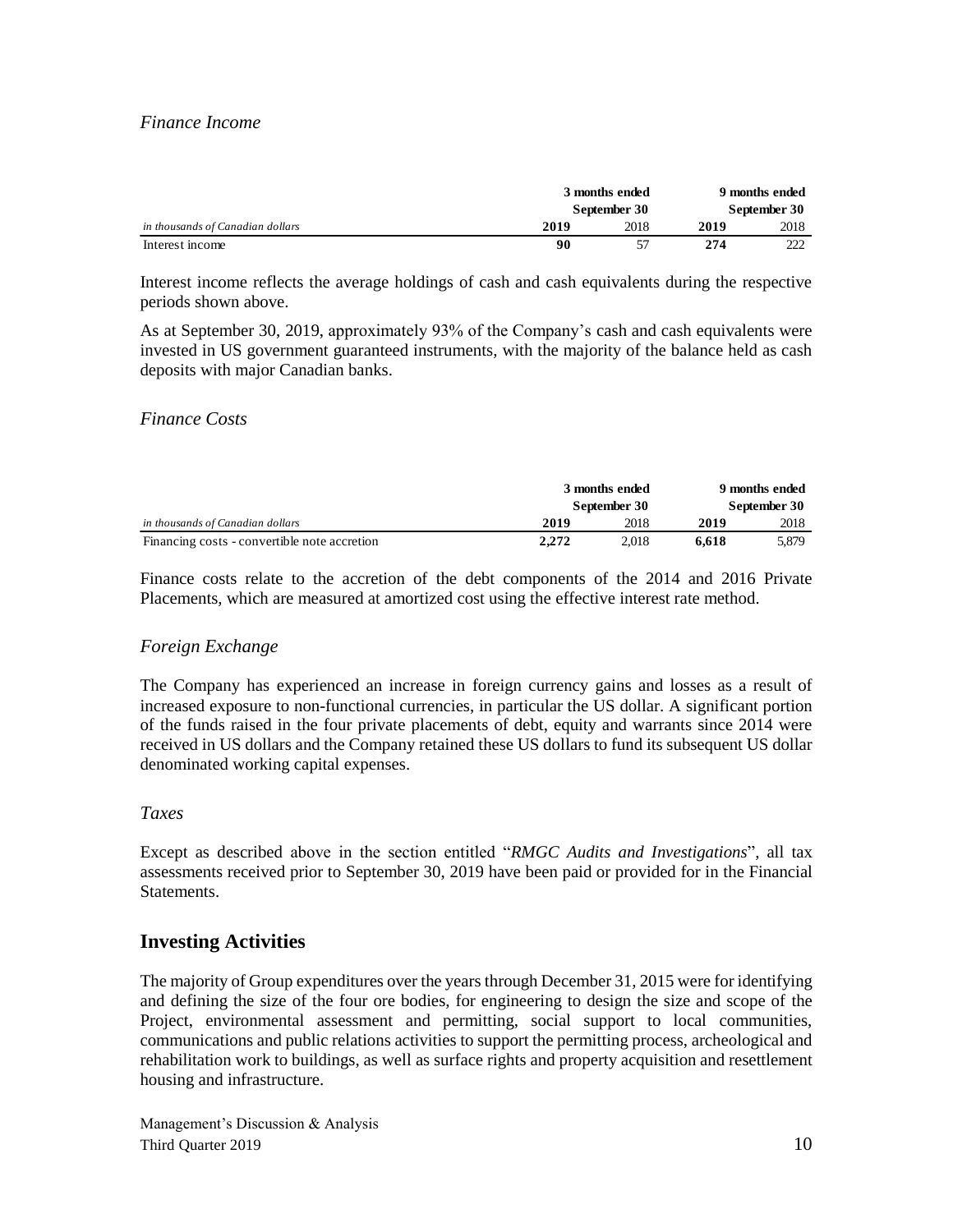### *Finance Income*

| *in thousands of Canadian dollars* | 3 months ended September 30 | | 9 months ended September 30 | |
|---|---|---|---|---|
| | **2019** | 2018 | **2019** | 2018 |
| Interest income | **90** | 57 | **274** | 222 |

Interest income reflects the average holdings of cash and cash equivalents during the respective periods shown above.

As at September 30, 2019, approximately 93% of the Company's cash and cash equivalents were invested in US government guaranteed instruments, with the majority of the balance held as cash deposits with major Canadian banks.

### *Finance Costs*

| *in thousands of Canadian dollars* | 3 months ended September 30 | | 9 months ended September 30 | |
|---|---|---|---|---|
| | **2019** | 2018 | **2019** | 2018 |
| Financing costs - convertible note accretion | **2,272** | 2,018 | **6,618** | 5,879 |

Finance costs relate to the accretion of the debt components of the 2014 and 2016 Private Placements, which are measured at amortized cost using the effective interest rate method.

### *Foreign Exchange*

The Company has experienced an increase in foreign currency gains and losses as a result of increased exposure to non-functional currencies, in particular the US dollar. A significant portion of the funds raised in the four private placements of debt, equity and warrants since 2014 were received in US dollars and the Company retained these US dollars to fund its subsequent US dollar denominated working capital expenses.

### *Taxes*

Except as described above in the section entitled "*RMGC Audits and Investigations*", all tax assessments received prior to September 30, 2019 have been paid or provided for in the Financial Statements.

## Investing Activities

The majority of Group expenditures over the years through December 31, 2015 were for identifying and defining the size of the four ore bodies, for engineering to design the size and scope of the Project, environmental assessment and permitting, social support to local communities, communications and public relations activities to support the permitting process, archeological and rehabilitation work to buildings, as well as surface rights and property acquisition and resettlement housing and infrastructure.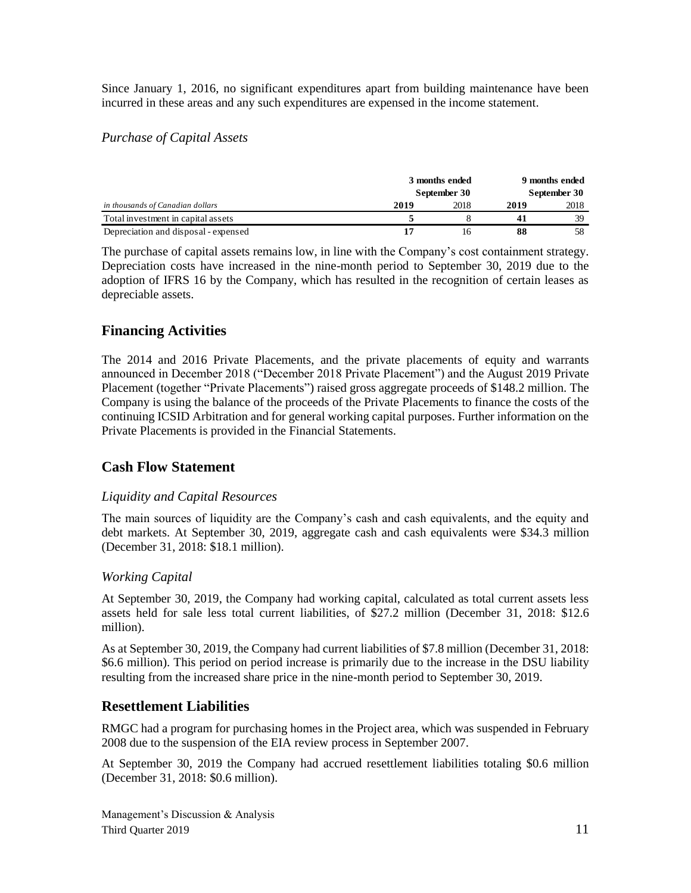Since January 1, 2016, no significant expenditures apart from building maintenance have been incurred in these areas and any such expenditures are expensed in the income statement.

### *Purchase of Capital Assets*

| | 3 months ended September 30 | | 9 months ended September 30 | |
|---|---|---|---|---|
| *in thousands of Canadian dollars* | **2019** | 2018 | **2019** | 2018 |
| Total investment in capital assets | **5** | 8 | **41** | 39 |
| Depreciation and disposal - expensed | **17** | 16 | **88** | 58 |

The purchase of capital assets remains low, in line with the Company's cost containment strategy. Depreciation costs have increased in the nine-month period to September 30, 2019 due to the adoption of IFRS 16 by the Company, which has resulted in the recognition of certain leases as depreciable assets.

## Financing Activities

The 2014 and 2016 Private Placements, and the private placements of equity and warrants announced in December 2018 ("December 2018 Private Placement") and the August 2019 Private Placement (together "Private Placements") raised gross aggregate proceeds of $148.2 million. The Company is using the balance of the proceeds of the Private Placements to finance the costs of the continuing ICSID Arbitration and for general working capital purposes. Further information on the Private Placements is provided in the Financial Statements.

## Cash Flow Statement

### *Liquidity and Capital Resources*

The main sources of liquidity are the Company's cash and cash equivalents, and the equity and debt markets. At September 30, 2019, aggregate cash and cash equivalents were $34.3 million (December 31, 2018: $18.1 million).

### *Working Capital*

At September 30, 2019, the Company had working capital, calculated as total current assets less assets held for sale less total current liabilities, of $27.2 million (December 31, 2018: $12.6 million).

As at September 30, 2019, the Company had current liabilities of $7.8 million (December 31, 2018: $6.6 million). This period on period increase is primarily due to the increase in the DSU liability resulting from the increased share price in the nine-month period to September 30, 2019.

## Resettlement Liabilities

RMGC had a program for purchasing homes in the Project area, which was suspended in February 2008 due to the suspension of the EIA review process in September 2007.

At September 30, 2019 the Company had accrued resettlement liabilities totaling $0.6 million (December 31, 2018: $0.6 million).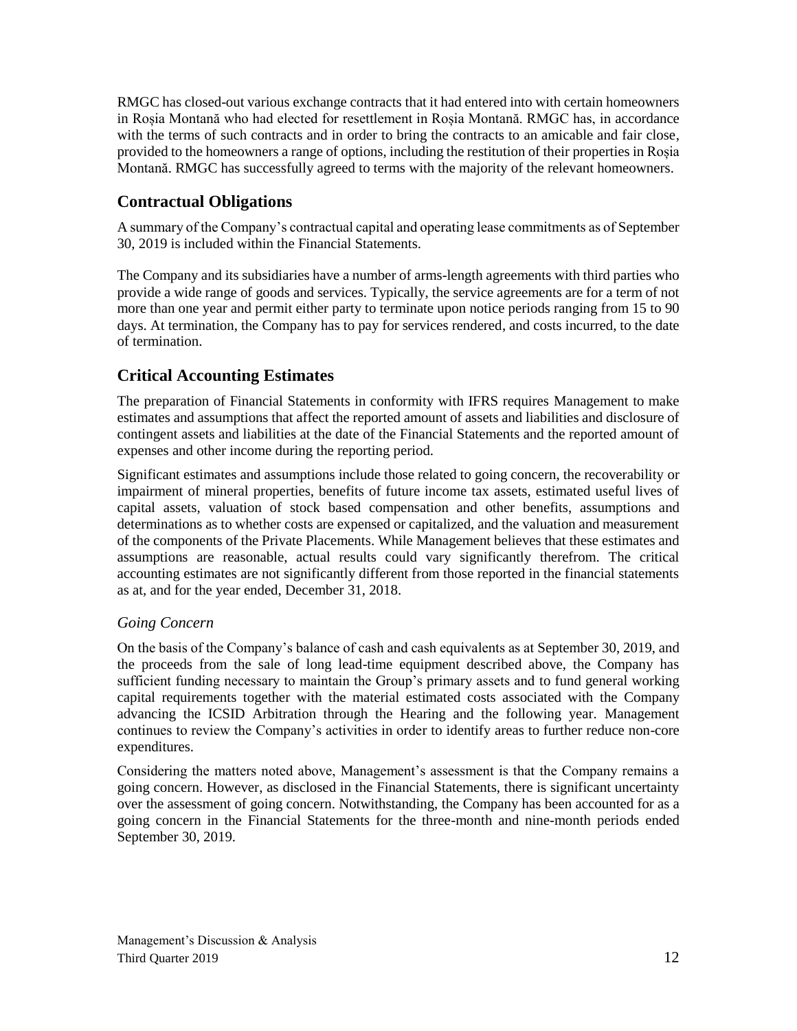RMGC has closed-out various exchange contracts that it had entered into with certain homeowners in Roșia Montană who had elected for resettlement in Roșia Montană. RMGC has, in accordance with the terms of such contracts and in order to bring the contracts to an amicable and fair close, provided to the homeowners a range of options, including the restitution of their properties in Roșia Montană. RMGC has successfully agreed to terms with the majority of the relevant homeowners.

## Contractual Obligations

A summary of the Company's contractual capital and operating lease commitments as of September 30, 2019 is included within the Financial Statements.

The Company and its subsidiaries have a number of arms-length agreements with third parties who provide a wide range of goods and services. Typically, the service agreements are for a term of not more than one year and permit either party to terminate upon notice periods ranging from 15 to 90 days. At termination, the Company has to pay for services rendered, and costs incurred, to the date of termination.

## Critical Accounting Estimates

The preparation of Financial Statements in conformity with IFRS requires Management to make estimates and assumptions that affect the reported amount of assets and liabilities and disclosure of contingent assets and liabilities at the date of the Financial Statements and the reported amount of expenses and other income during the reporting period.

Significant estimates and assumptions include those related to going concern, the recoverability or impairment of mineral properties, benefits of future income tax assets, estimated useful lives of capital assets, valuation of stock based compensation and other benefits, assumptions and determinations as to whether costs are expensed or capitalized, and the valuation and measurement of the components of the Private Placements. While Management believes that these estimates and assumptions are reasonable, actual results could vary significantly therefrom. The critical accounting estimates are not significantly different from those reported in the financial statements as at, and for the year ended, December 31, 2018.

### *Going Concern*

On the basis of the Company's balance of cash and cash equivalents as at September 30, 2019, and the proceeds from the sale of long lead-time equipment described above, the Company has sufficient funding necessary to maintain the Group's primary assets and to fund general working capital requirements together with the material estimated costs associated with the Company advancing the ICSID Arbitration through the Hearing and the following year. Management continues to review the Company's activities in order to identify areas to further reduce non-core expenditures.

Considering the matters noted above, Management's assessment is that the Company remains a going concern. However, as disclosed in the Financial Statements, there is significant uncertainty over the assessment of going concern. Notwithstanding, the Company has been accounted for as a going concern in the Financial Statements for the three-month and nine-month periods ended September 30, 2019.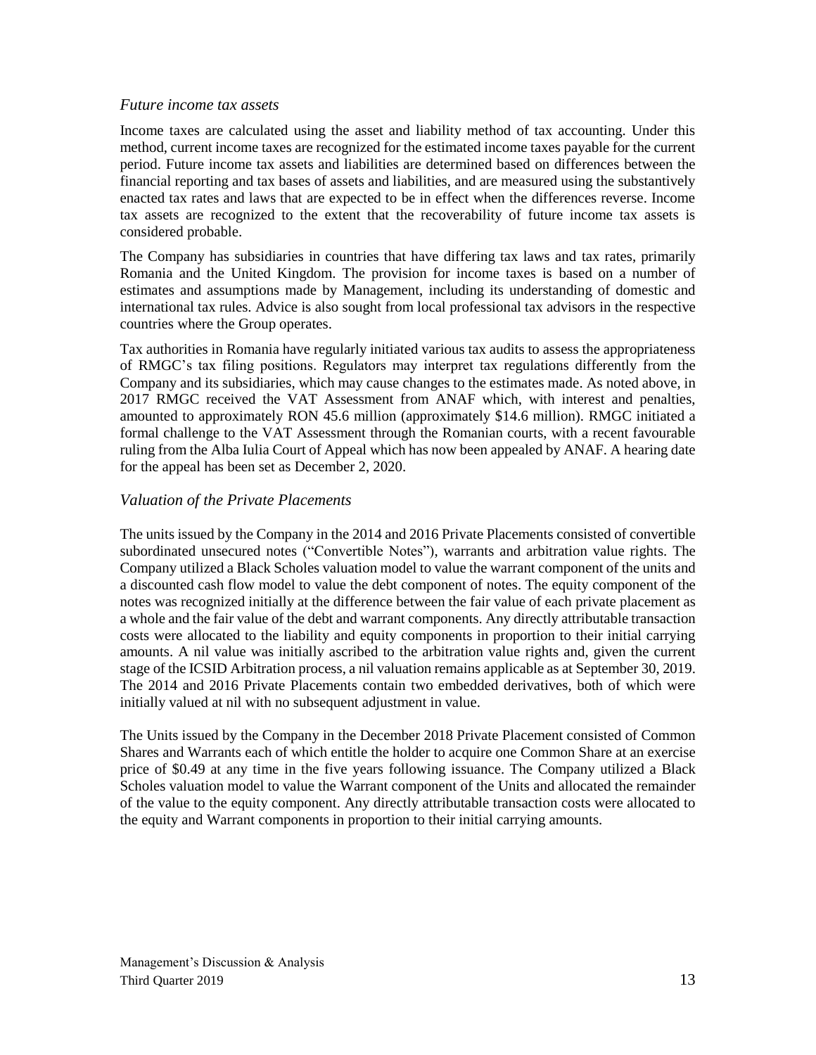### *Future income tax assets*

Income taxes are calculated using the asset and liability method of tax accounting. Under this method, current income taxes are recognized for the estimated income taxes payable for the current period. Future income tax assets and liabilities are determined based on differences between the financial reporting and tax bases of assets and liabilities, and are measured using the substantively enacted tax rates and laws that are expected to be in effect when the differences reverse. Income tax assets are recognized to the extent that the recoverability of future income tax assets is considered probable.

The Company has subsidiaries in countries that have differing tax laws and tax rates, primarily Romania and the United Kingdom. The provision for income taxes is based on a number of estimates and assumptions made by Management, including its understanding of domestic and international tax rules. Advice is also sought from local professional tax advisors in the respective countries where the Group operates.

Tax authorities in Romania have regularly initiated various tax audits to assess the appropriateness of RMGC's tax filing positions. Regulators may interpret tax regulations differently from the Company and its subsidiaries, which may cause changes to the estimates made. As noted above, in 2017 RMGC received the VAT Assessment from ANAF which, with interest and penalties, amounted to approximately RON 45.6 million (approximately $14.6 million). RMGC initiated a formal challenge to the VAT Assessment through the Romanian courts, with a recent favourable ruling from the Alba Iulia Court of Appeal which has now been appealed by ANAF. A hearing date for the appeal has been set as December 2, 2020.

### *Valuation of the Private Placements*

The units issued by the Company in the 2014 and 2016 Private Placements consisted of convertible subordinated unsecured notes ("Convertible Notes"), warrants and arbitration value rights. The Company utilized a Black Scholes valuation model to value the warrant component of the units and a discounted cash flow model to value the debt component of notes. The equity component of the notes was recognized initially at the difference between the fair value of each private placement as a whole and the fair value of the debt and warrant components. Any directly attributable transaction costs were allocated to the liability and equity components in proportion to their initial carrying amounts. A nil value was initially ascribed to the arbitration value rights and, given the current stage of the ICSID Arbitration process, a nil valuation remains applicable as at September 30, 2019. The 2014 and 2016 Private Placements contain two embedded derivatives, both of which were initially valued at nil with no subsequent adjustment in value.

The Units issued by the Company in the December 2018 Private Placement consisted of Common Shares and Warrants each of which entitle the holder to acquire one Common Share at an exercise price of $0.49 at any time in the five years following issuance. The Company utilized a Black Scholes valuation model to value the Warrant component of the Units and allocated the remainder of the value to the equity component. Any directly attributable transaction costs were allocated to the equity and Warrant components in proportion to their initial carrying amounts.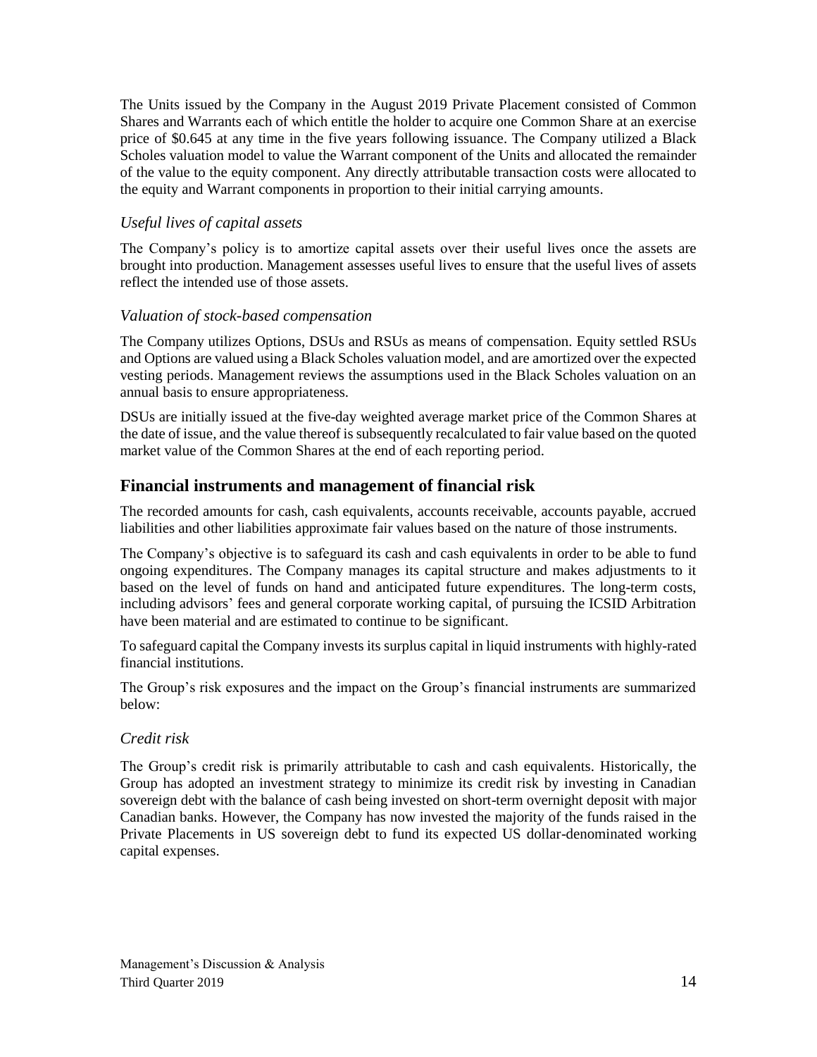The Units issued by the Company in the August 2019 Private Placement consisted of Common Shares and Warrants each of which entitle the holder to acquire one Common Share at an exercise price of $0.645 at any time in the five years following issuance. The Company utilized a Black Scholes valuation model to value the Warrant component of the Units and allocated the remainder of the value to the equity component. Any directly attributable transaction costs were allocated to the equity and Warrant components in proportion to their initial carrying amounts.

### *Useful lives of capital assets*

The Company's policy is to amortize capital assets over their useful lives once the assets are brought into production. Management assesses useful lives to ensure that the useful lives of assets reflect the intended use of those assets.

### *Valuation of stock-based compensation*

The Company utilizes Options, DSUs and RSUs as means of compensation. Equity settled RSUs and Options are valued using a Black Scholes valuation model, and are amortized over the expected vesting periods. Management reviews the assumptions used in the Black Scholes valuation on an annual basis to ensure appropriateness.

DSUs are initially issued at the five-day weighted average market price of the Common Shares at the date of issue, and the value thereof is subsequently recalculated to fair value based on the quoted market value of the Common Shares at the end of each reporting period.

## Financial instruments and management of financial risk

The recorded amounts for cash, cash equivalents, accounts receivable, accounts payable, accrued liabilities and other liabilities approximate fair values based on the nature of those instruments.

The Company's objective is to safeguard its cash and cash equivalents in order to be able to fund ongoing expenditures. The Company manages its capital structure and makes adjustments to it based on the level of funds on hand and anticipated future expenditures. The long-term costs, including advisors' fees and general corporate working capital, of pursuing the ICSID Arbitration have been material and are estimated to continue to be significant.

To safeguard capital the Company invests its surplus capital in liquid instruments with highly-rated financial institutions.

The Group's risk exposures and the impact on the Group's financial instruments are summarized below:

### *Credit risk*

The Group's credit risk is primarily attributable to cash and cash equivalents. Historically, the Group has adopted an investment strategy to minimize its credit risk by investing in Canadian sovereign debt with the balance of cash being invested on short-term overnight deposit with major Canadian banks. However, the Company has now invested the majority of the funds raised in the Private Placements in US sovereign debt to fund its expected US dollar-denominated working capital expenses.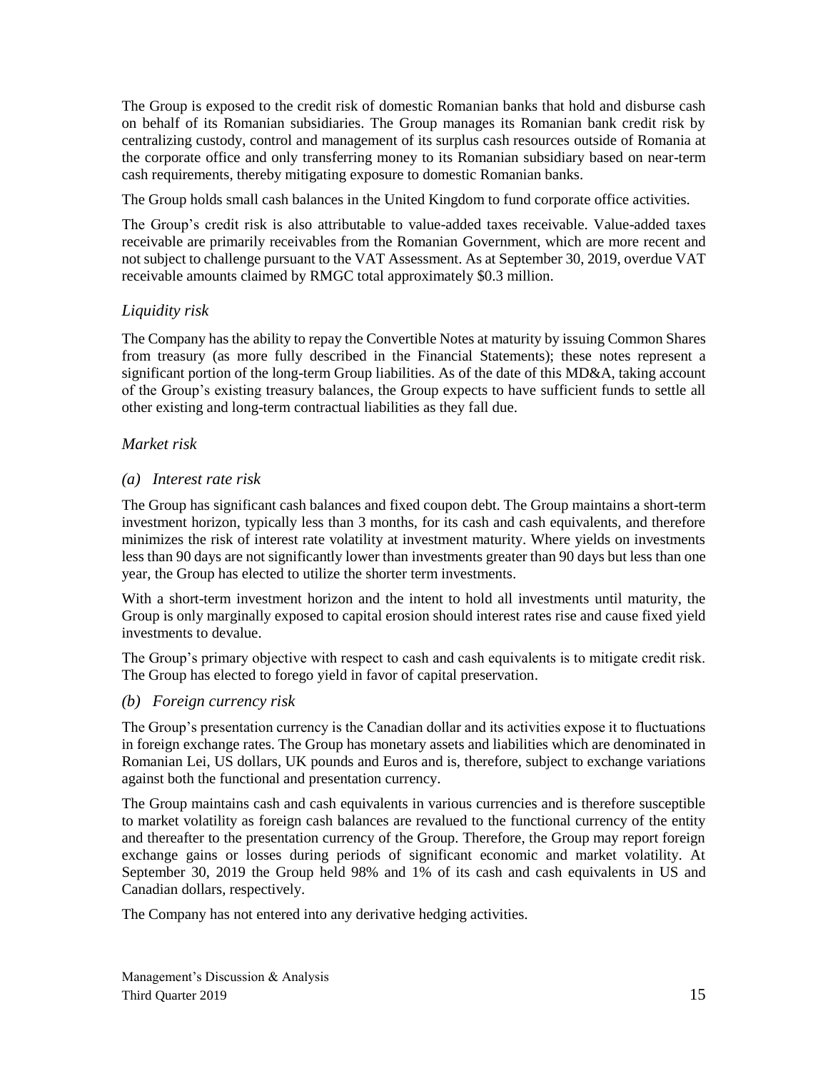The Group is exposed to the credit risk of domestic Romanian banks that hold and disburse cash on behalf of its Romanian subsidiaries. The Group manages its Romanian bank credit risk by centralizing custody, control and management of its surplus cash resources outside of Romania at the corporate office and only transferring money to its Romanian subsidiary based on near-term cash requirements, thereby mitigating exposure to domestic Romanian banks.

The Group holds small cash balances in the United Kingdom to fund corporate office activities.

The Group's credit risk is also attributable to value-added taxes receivable. Value-added taxes receivable are primarily receivables from the Romanian Government, which are more recent and not subject to challenge pursuant to the VAT Assessment. As at September 30, 2019, overdue VAT receivable amounts claimed by RMGC total approximately \$0.3 million.

### *Liquidity risk*

The Company has the ability to repay the Convertible Notes at maturity by issuing Common Shares from treasury (as more fully described in the Financial Statements); these notes represent a significant portion of the long-term Group liabilities. As of the date of this MD&A, taking account of the Group's existing treasury balances, the Group expects to have sufficient funds to settle all other existing and long-term contractual liabilities as they fall due.

### *Market risk*

#### *(a) Interest rate risk*

The Group has significant cash balances and fixed coupon debt. The Group maintains a short-term investment horizon, typically less than 3 months, for its cash and cash equivalents, and therefore minimizes the risk of interest rate volatility at investment maturity. Where yields on investments less than 90 days are not significantly lower than investments greater than 90 days but less than one year, the Group has elected to utilize the shorter term investments.

With a short-term investment horizon and the intent to hold all investments until maturity, the Group is only marginally exposed to capital erosion should interest rates rise and cause fixed yield investments to devalue.

The Group's primary objective with respect to cash and cash equivalents is to mitigate credit risk. The Group has elected to forego yield in favor of capital preservation.

#### *(b) Foreign currency risk*

The Group's presentation currency is the Canadian dollar and its activities expose it to fluctuations in foreign exchange rates. The Group has monetary assets and liabilities which are denominated in Romanian Lei, US dollars, UK pounds and Euros and is, therefore, subject to exchange variations against both the functional and presentation currency.

The Group maintains cash and cash equivalents in various currencies and is therefore susceptible to market volatility as foreign cash balances are revalued to the functional currency of the entity and thereafter to the presentation currency of the Group. Therefore, the Group may report foreign exchange gains or losses during periods of significant economic and market volatility. At September 30, 2019 the Group held 98% and 1% of its cash and cash equivalents in US and Canadian dollars, respectively.

The Company has not entered into any derivative hedging activities.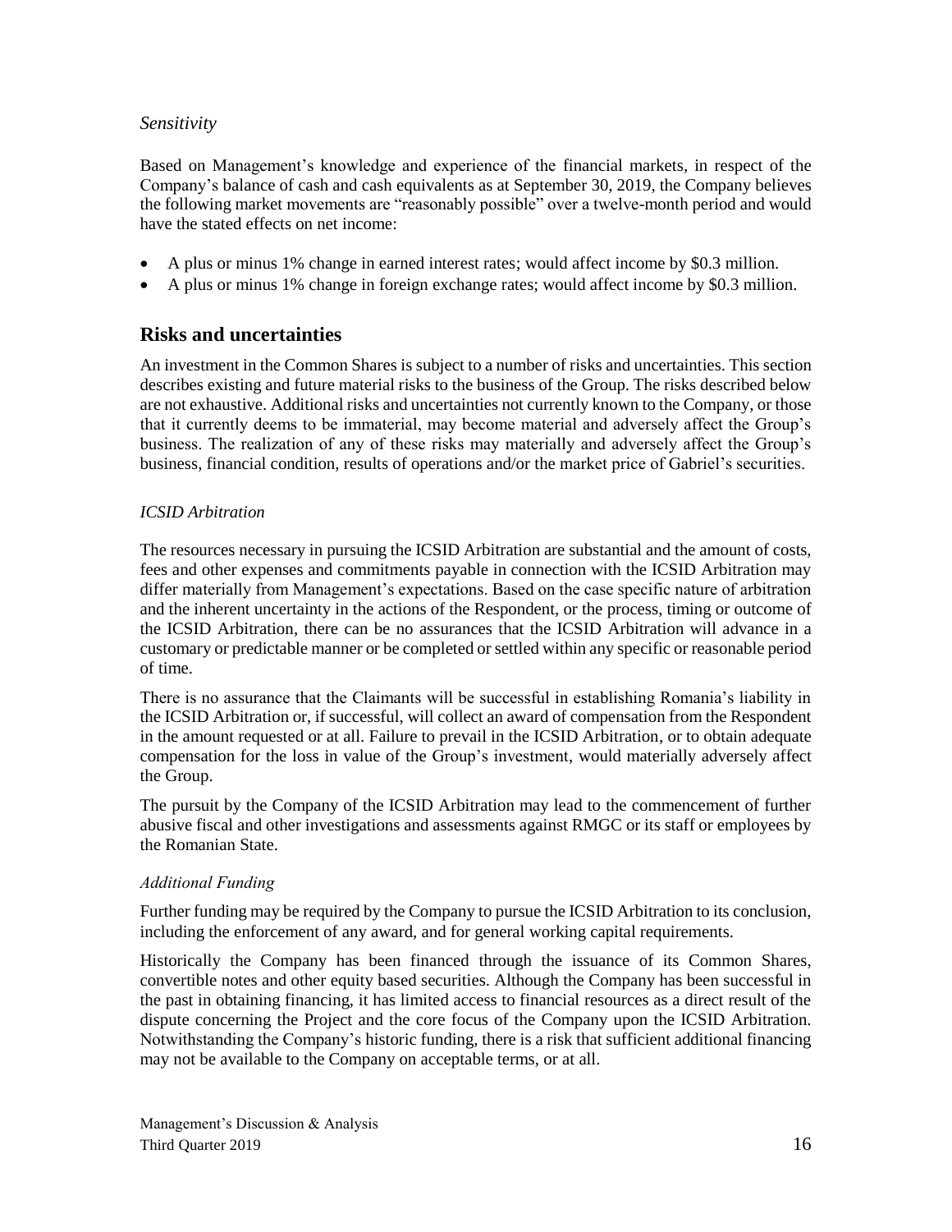*Sensitivity*

Based on Management's knowledge and experience of the financial markets, in respect of the Company's balance of cash and cash equivalents as at September 30, 2019, the Company believes the following market movements are "reasonably possible" over a twelve-month period and would have the stated effects on net income:

- A plus or minus 1% change in earned interest rates; would affect income by $0.3 million.
- A plus or minus 1% change in foreign exchange rates; would affect income by $0.3 million.

## Risks and uncertainties

An investment in the Common Shares is subject to a number of risks and uncertainties. This section describes existing and future material risks to the business of the Group. The risks described below are not exhaustive. Additional risks and uncertainties not currently known to the Company, or those that it currently deems to be immaterial, may become material and adversely affect the Group's business. The realization of any of these risks may materially and adversely affect the Group's business, financial condition, results of operations and/or the market price of Gabriel's securities.

*ICSID Arbitration*

The resources necessary in pursuing the ICSID Arbitration are substantial and the amount of costs, fees and other expenses and commitments payable in connection with the ICSID Arbitration may differ materially from Management's expectations. Based on the case specific nature of arbitration and the inherent uncertainty in the actions of the Respondent, or the process, timing or outcome of the ICSID Arbitration, there can be no assurances that the ICSID Arbitration will advance in a customary or predictable manner or be completed or settled within any specific or reasonable period of time.

There is no assurance that the Claimants will be successful in establishing Romania's liability in the ICSID Arbitration or, if successful, will collect an award of compensation from the Respondent in the amount requested or at all. Failure to prevail in the ICSID Arbitration, or to obtain adequate compensation for the loss in value of the Group's investment, would materially adversely affect the Group.

The pursuit by the Company of the ICSID Arbitration may lead to the commencement of further abusive fiscal and other investigations and assessments against RMGC or its staff or employees by the Romanian State.

*Additional Funding*

Further funding may be required by the Company to pursue the ICSID Arbitration to its conclusion, including the enforcement of any award, and for general working capital requirements.

Historically the Company has been financed through the issuance of its Common Shares, convertible notes and other equity based securities. Although the Company has been successful in the past in obtaining financing, it has limited access to financial resources as a direct result of the dispute concerning the Project and the core focus of the Company upon the ICSID Arbitration. Notwithstanding the Company's historic funding, there is a risk that sufficient additional financing may not be available to the Company on acceptable terms, or at all.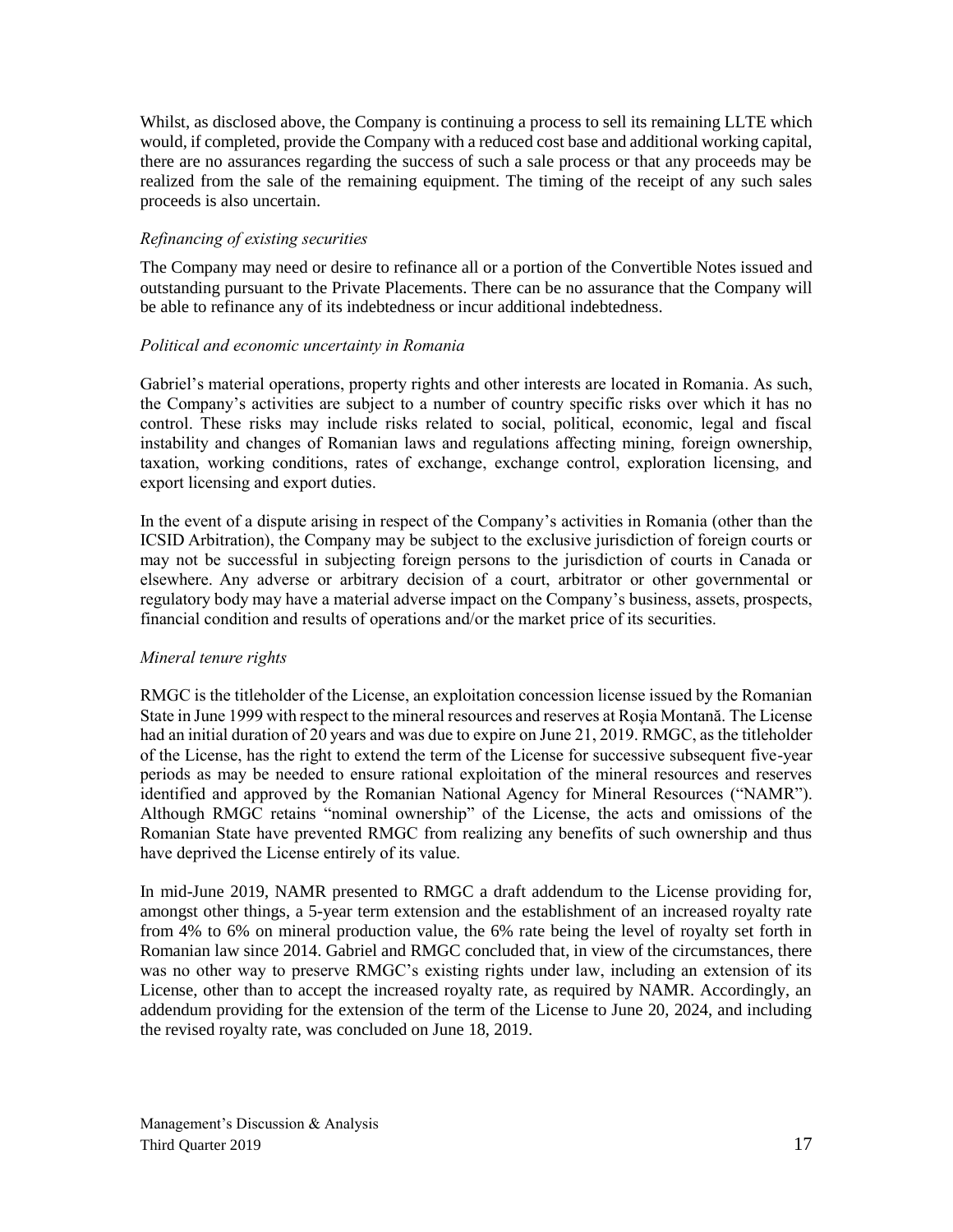Whilst, as disclosed above, the Company is continuing a process to sell its remaining LLTE which would, if completed, provide the Company with a reduced cost base and additional working capital, there are no assurances regarding the success of such a sale process or that any proceeds may be realized from the sale of the remaining equipment. The timing of the receipt of any such sales proceeds is also uncertain.

*Refinancing of existing securities*

The Company may need or desire to refinance all or a portion of the Convertible Notes issued and outstanding pursuant to the Private Placements. There can be no assurance that the Company will be able to refinance any of its indebtedness or incur additional indebtedness.

*Political and economic uncertainty in Romania*

Gabriel's material operations, property rights and other interests are located in Romania. As such, the Company's activities are subject to a number of country specific risks over which it has no control. These risks may include risks related to social, political, economic, legal and fiscal instability and changes of Romanian laws and regulations affecting mining, foreign ownership, taxation, working conditions, rates of exchange, exchange control, exploration licensing, and export licensing and export duties.

In the event of a dispute arising in respect of the Company's activities in Romania (other than the ICSID Arbitration), the Company may be subject to the exclusive jurisdiction of foreign courts or may not be successful in subjecting foreign persons to the jurisdiction of courts in Canada or elsewhere. Any adverse or arbitrary decision of a court, arbitrator or other governmental or regulatory body may have a material adverse impact on the Company's business, assets, prospects, financial condition and results of operations and/or the market price of its securities.

*Mineral tenure rights*

RMGC is the titleholder of the License, an exploitation concession license issued by the Romanian State in June 1999 with respect to the mineral resources and reserves at Roşia Montană. The License had an initial duration of 20 years and was due to expire on June 21, 2019. RMGC, as the titleholder of the License, has the right to extend the term of the License for successive subsequent five-year periods as may be needed to ensure rational exploitation of the mineral resources and reserves identified and approved by the Romanian National Agency for Mineral Resources ("NAMR"). Although RMGC retains "nominal ownership" of the License, the acts and omissions of the Romanian State have prevented RMGC from realizing any benefits of such ownership and thus have deprived the License entirely of its value.

In mid-June 2019, NAMR presented to RMGC a draft addendum to the License providing for, amongst other things, a 5-year term extension and the establishment of an increased royalty rate from 4% to 6% on mineral production value, the 6% rate being the level of royalty set forth in Romanian law since 2014. Gabriel and RMGC concluded that, in view of the circumstances, there was no other way to preserve RMGC's existing rights under law, including an extension of its License, other than to accept the increased royalty rate, as required by NAMR. Accordingly, an addendum providing for the extension of the term of the License to June 20, 2024, and including the revised royalty rate, was concluded on June 18, 2019.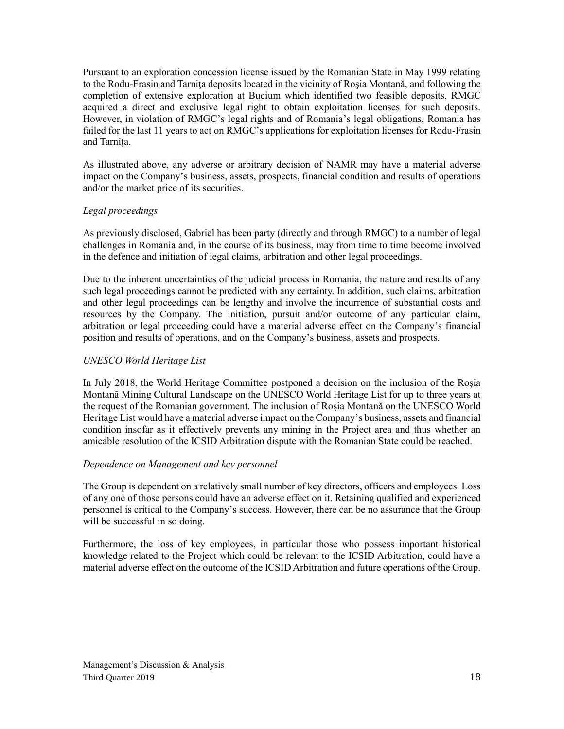Pursuant to an exploration concession license issued by the Romanian State in May 1999 relating to the Rodu-Frasin and Tarniţa deposits located in the vicinity of Roşia Montană, and following the completion of extensive exploration at Bucium which identified two feasible deposits, RMGC acquired a direct and exclusive legal right to obtain exploitation licenses for such deposits. However, in violation of RMGC's legal rights and of Romania's legal obligations, Romania has failed for the last 11 years to act on RMGC's applications for exploitation licenses for Rodu-Frasin and Tarniţa.

As illustrated above, any adverse or arbitrary decision of NAMR may have a material adverse impact on the Company's business, assets, prospects, financial condition and results of operations and/or the market price of its securities.

*Legal proceedings*

As previously disclosed, Gabriel has been party (directly and through RMGC) to a number of legal challenges in Romania and, in the course of its business, may from time to time become involved in the defence and initiation of legal claims, arbitration and other legal proceedings.

Due to the inherent uncertainties of the judicial process in Romania, the nature and results of any such legal proceedings cannot be predicted with any certainty. In addition, such claims, arbitration and other legal proceedings can be lengthy and involve the incurrence of substantial costs and resources by the Company. The initiation, pursuit and/or outcome of any particular claim, arbitration or legal proceeding could have a material adverse effect on the Company's financial position and results of operations, and on the Company's business, assets and prospects.

*UNESCO World Heritage List*

In July 2018, the World Heritage Committee postponed a decision on the inclusion of the Roșia Montană Mining Cultural Landscape on the UNESCO World Heritage List for up to three years at the request of the Romanian government. The inclusion of Roșia Montană on the UNESCO World Heritage List would have a material adverse impact on the Company's business, assets and financial condition insofar as it effectively prevents any mining in the Project area and thus whether an amicable resolution of the ICSID Arbitration dispute with the Romanian State could be reached.

*Dependence on Management and key personnel*

The Group is dependent on a relatively small number of key directors, officers and employees. Loss of any one of those persons could have an adverse effect on it. Retaining qualified and experienced personnel is critical to the Company's success. However, there can be no assurance that the Group will be successful in so doing.

Furthermore, the loss of key employees, in particular those who possess important historical knowledge related to the Project which could be relevant to the ICSID Arbitration, could have a material adverse effect on the outcome of the ICSID Arbitration and future operations of the Group.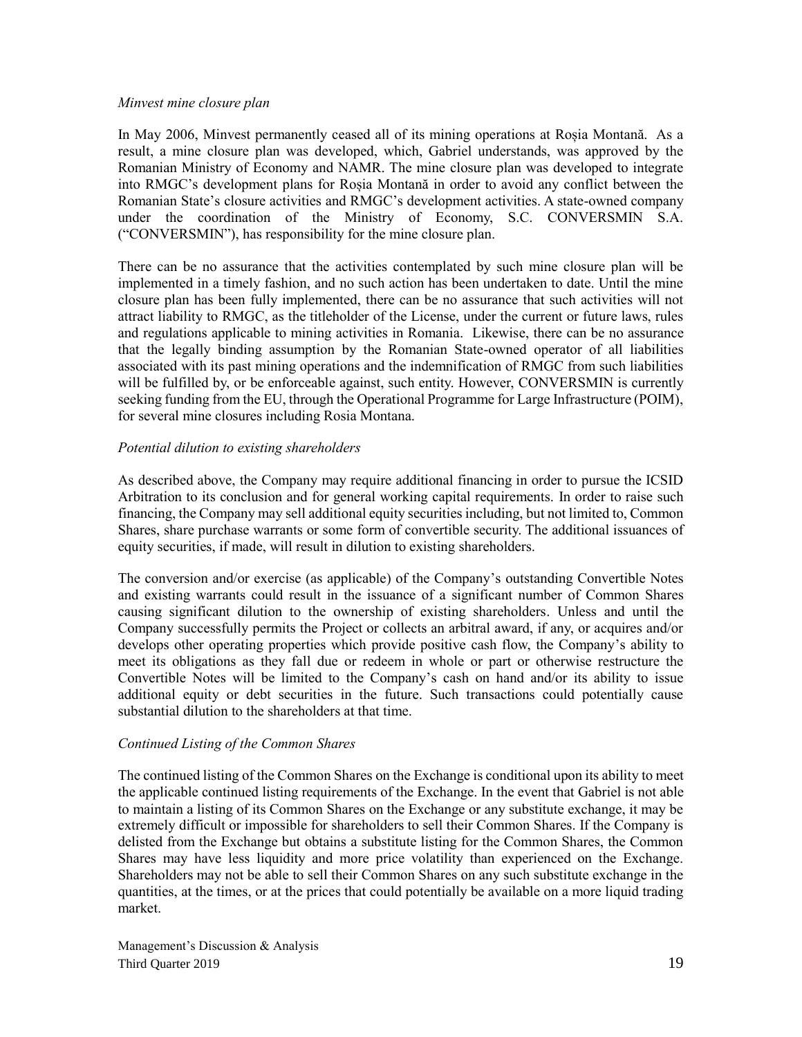*Minvest mine closure plan*

In May 2006, Minvest permanently ceased all of its mining operations at Roșia Montană. As a result, a mine closure plan was developed, which, Gabriel understands, was approved by the Romanian Ministry of Economy and NAMR. The mine closure plan was developed to integrate into RMGC's development plans for Roșia Montană in order to avoid any conflict between the Romanian State's closure activities and RMGC's development activities. A state-owned company under the coordination of the Ministry of Economy, S.C. CONVERSMIN S.A. ("CONVERSMIN"), has responsibility for the mine closure plan.

There can be no assurance that the activities contemplated by such mine closure plan will be implemented in a timely fashion, and no such action has been undertaken to date. Until the mine closure plan has been fully implemented, there can be no assurance that such activities will not attract liability to RMGC, as the titleholder of the License, under the current or future laws, rules and regulations applicable to mining activities in Romania. Likewise, there can be no assurance that the legally binding assumption by the Romanian State-owned operator of all liabilities associated with its past mining operations and the indemnification of RMGC from such liabilities will be fulfilled by, or be enforceable against, such entity. However, CONVERSMIN is currently seeking funding from the EU, through the Operational Programme for Large Infrastructure (POIM), for several mine closures including Rosia Montana.

*Potential dilution to existing shareholders*

As described above, the Company may require additional financing in order to pursue the ICSID Arbitration to its conclusion and for general working capital requirements. In order to raise such financing, the Company may sell additional equity securities including, but not limited to, Common Shares, share purchase warrants or some form of convertible security. The additional issuances of equity securities, if made, will result in dilution to existing shareholders.

The conversion and/or exercise (as applicable) of the Company's outstanding Convertible Notes and existing warrants could result in the issuance of a significant number of Common Shares causing significant dilution to the ownership of existing shareholders. Unless and until the Company successfully permits the Project or collects an arbitral award, if any, or acquires and/or develops other operating properties which provide positive cash flow, the Company's ability to meet its obligations as they fall due or redeem in whole or part or otherwise restructure the Convertible Notes will be limited to the Company's cash on hand and/or its ability to issue additional equity or debt securities in the future. Such transactions could potentially cause substantial dilution to the shareholders at that time.

*Continued Listing of the Common Shares*

The continued listing of the Common Shares on the Exchange is conditional upon its ability to meet the applicable continued listing requirements of the Exchange. In the event that Gabriel is not able to maintain a listing of its Common Shares on the Exchange or any substitute exchange, it may be extremely difficult or impossible for shareholders to sell their Common Shares. If the Company is delisted from the Exchange but obtains a substitute listing for the Common Shares, the Common Shares may have less liquidity and more price volatility than experienced on the Exchange. Shareholders may not be able to sell their Common Shares on any such substitute exchange in the quantities, at the times, or at the prices that could potentially be available on a more liquid trading market.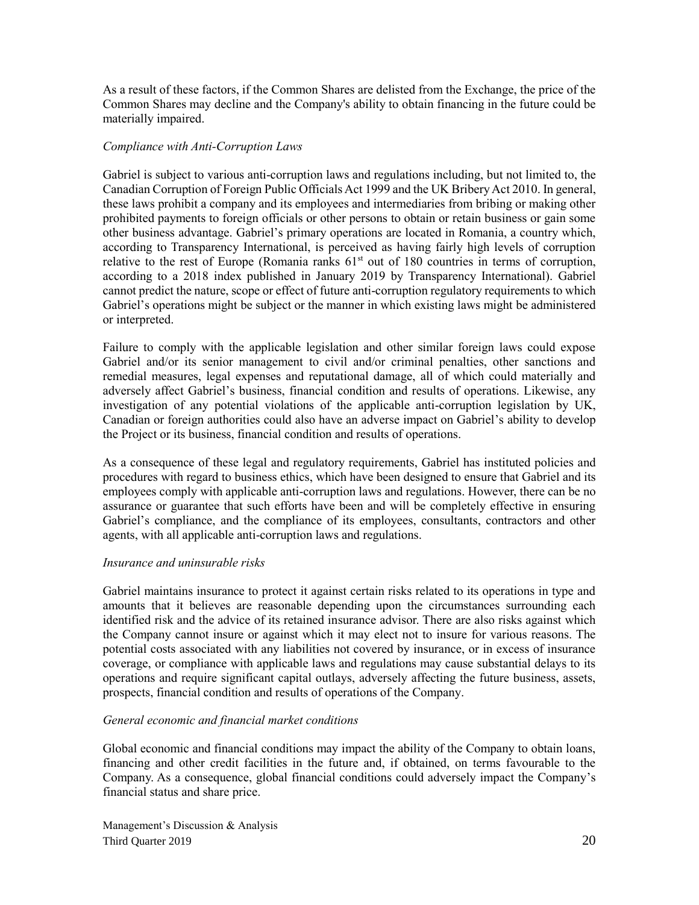As a result of these factors, if the Common Shares are delisted from the Exchange, the price of the Common Shares may decline and the Company's ability to obtain financing in the future could be materially impaired.

*Compliance with Anti-Corruption Laws*

Gabriel is subject to various anti-corruption laws and regulations including, but not limited to, the Canadian Corruption of Foreign Public Officials Act 1999 and the UK Bribery Act 2010. In general, these laws prohibit a company and its employees and intermediaries from bribing or making other prohibited payments to foreign officials or other persons to obtain or retain business or gain some other business advantage. Gabriel's primary operations are located in Romania, a country which, according to Transparency International, is perceived as having fairly high levels of corruption relative to the rest of Europe (Romania ranks 61st out of 180 countries in terms of corruption, according to a 2018 index published in January 2019 by Transparency International). Gabriel cannot predict the nature, scope or effect of future anti-corruption regulatory requirements to which Gabriel's operations might be subject or the manner in which existing laws might be administered or interpreted.

Failure to comply with the applicable legislation and other similar foreign laws could expose Gabriel and/or its senior management to civil and/or criminal penalties, other sanctions and remedial measures, legal expenses and reputational damage, all of which could materially and adversely affect Gabriel's business, financial condition and results of operations. Likewise, any investigation of any potential violations of the applicable anti-corruption legislation by UK, Canadian or foreign authorities could also have an adverse impact on Gabriel's ability to develop the Project or its business, financial condition and results of operations.

As a consequence of these legal and regulatory requirements, Gabriel has instituted policies and procedures with regard to business ethics, which have been designed to ensure that Gabriel and its employees comply with applicable anti-corruption laws and regulations. However, there can be no assurance or guarantee that such efforts have been and will be completely effective in ensuring Gabriel's compliance, and the compliance of its employees, consultants, contractors and other agents, with all applicable anti-corruption laws and regulations.

*Insurance and uninsurable risks*

Gabriel maintains insurance to protect it against certain risks related to its operations in type and amounts that it believes are reasonable depending upon the circumstances surrounding each identified risk and the advice of its retained insurance advisor. There are also risks against which the Company cannot insure or against which it may elect not to insure for various reasons. The potential costs associated with any liabilities not covered by insurance, or in excess of insurance coverage, or compliance with applicable laws and regulations may cause substantial delays to its operations and require significant capital outlays, adversely affecting the future business, assets, prospects, financial condition and results of operations of the Company.

*General economic and financial market conditions*

Global economic and financial conditions may impact the ability of the Company to obtain loans, financing and other credit facilities in the future and, if obtained, on terms favourable to the Company. As a consequence, global financial conditions could adversely impact the Company's financial status and share price.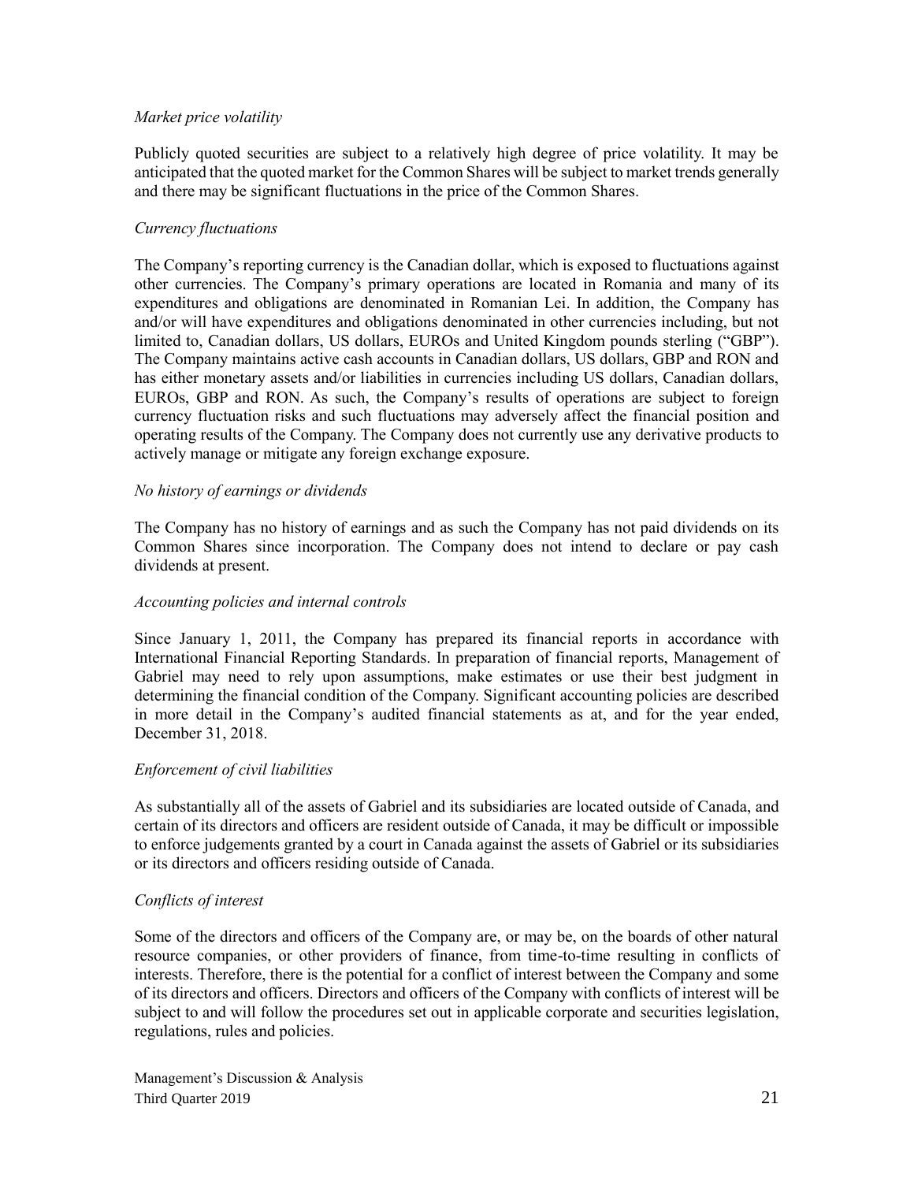*Market price volatility*

Publicly quoted securities are subject to a relatively high degree of price volatility. It may be anticipated that the quoted market for the Common Shares will be subject to market trends generally and there may be significant fluctuations in the price of the Common Shares.

*Currency fluctuations*

The Company's reporting currency is the Canadian dollar, which is exposed to fluctuations against other currencies. The Company's primary operations are located in Romania and many of its expenditures and obligations are denominated in Romanian Lei. In addition, the Company has and/or will have expenditures and obligations denominated in other currencies including, but not limited to, Canadian dollars, US dollars, EUROs and United Kingdom pounds sterling ("GBP"). The Company maintains active cash accounts in Canadian dollars, US dollars, GBP and RON and has either monetary assets and/or liabilities in currencies including US dollars, Canadian dollars, EUROs, GBP and RON. As such, the Company's results of operations are subject to foreign currency fluctuation risks and such fluctuations may adversely affect the financial position and operating results of the Company. The Company does not currently use any derivative products to actively manage or mitigate any foreign exchange exposure.

*No history of earnings or dividends*

The Company has no history of earnings and as such the Company has not paid dividends on its Common Shares since incorporation. The Company does not intend to declare or pay cash dividends at present.

*Accounting policies and internal controls*

Since January 1, 2011, the Company has prepared its financial reports in accordance with International Financial Reporting Standards. In preparation of financial reports, Management of Gabriel may need to rely upon assumptions, make estimates or use their best judgment in determining the financial condition of the Company. Significant accounting policies are described in more detail in the Company's audited financial statements as at, and for the year ended, December 31, 2018.

*Enforcement of civil liabilities*

As substantially all of the assets of Gabriel and its subsidiaries are located outside of Canada, and certain of its directors and officers are resident outside of Canada, it may be difficult or impossible to enforce judgements granted by a court in Canada against the assets of Gabriel or its subsidiaries or its directors and officers residing outside of Canada.

*Conflicts of interest*

Some of the directors and officers of the Company are, or may be, on the boards of other natural resource companies, or other providers of finance, from time-to-time resulting in conflicts of interests. Therefore, there is the potential for a conflict of interest between the Company and some of its directors and officers. Directors and officers of the Company with conflicts of interest will be subject to and will follow the procedures set out in applicable corporate and securities legislation, regulations, rules and policies.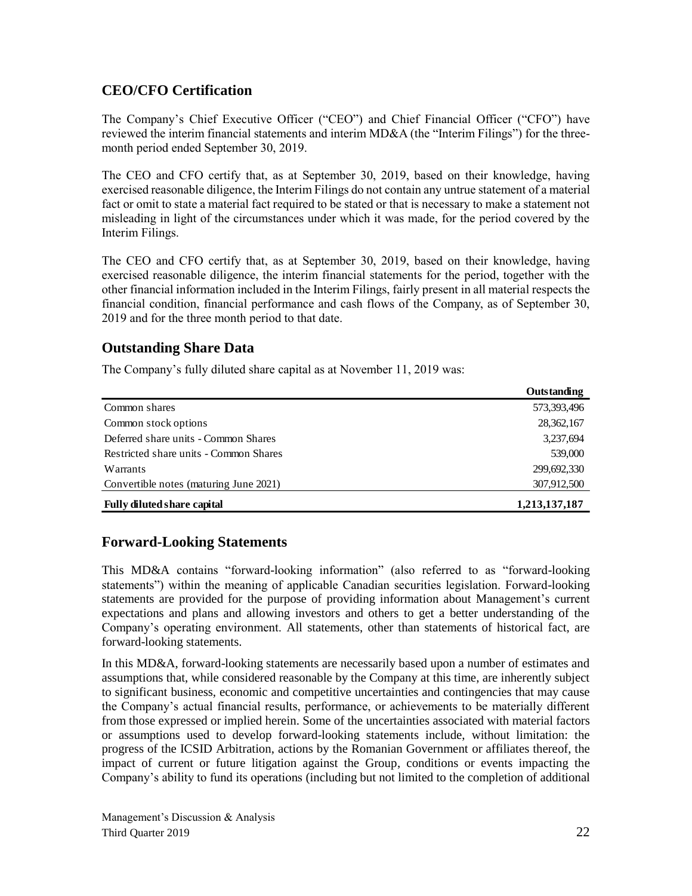## CEO/CFO Certification

The Company's Chief Executive Officer ("CEO") and Chief Financial Officer ("CFO") have reviewed the interim financial statements and interim MD&A (the "Interim Filings") for the three-month period ended September 30, 2019.

The CEO and CFO certify that, as at September 30, 2019, based on their knowledge, having exercised reasonable diligence, the Interim Filings do not contain any untrue statement of a material fact or omit to state a material fact required to be stated or that is necessary to make a statement not misleading in light of the circumstances under which it was made, for the period covered by the Interim Filings.

The CEO and CFO certify that, as at September 30, 2019, based on their knowledge, having exercised reasonable diligence, the interim financial statements for the period, together with the other financial information included in the Interim Filings, fairly present in all material respects the financial condition, financial performance and cash flows of the Company, as of September 30, 2019 and for the three month period to that date.

## Outstanding Share Data

The Company's fully diluted share capital as at November 11, 2019 was:

| | **Outstanding** |
|---|---|
| Common shares | 573,393,496 |
| Common stock options | 28,362,167 |
| Deferred share units - Common Shares | 3,237,694 |
| Restricted share units - Common Shares | 539,000 |
| Warrants | 299,692,330 |
| Convertible notes (maturing June 2021) | 307,912,500 |
| **Fully diluted share capital** | **1,213,137,187** |

## Forward-Looking Statements

This MD&A contains "forward-looking information" (also referred to as "forward-looking statements") within the meaning of applicable Canadian securities legislation. Forward-looking statements are provided for the purpose of providing information about Management's current expectations and plans and allowing investors and others to get a better understanding of the Company's operating environment. All statements, other than statements of historical fact, are forward-looking statements.

In this MD&A, forward-looking statements are necessarily based upon a number of estimates and assumptions that, while considered reasonable by the Company at this time, are inherently subject to significant business, economic and competitive uncertainties and contingencies that may cause the Company's actual financial results, performance, or achievements to be materially different from those expressed or implied herein. Some of the uncertainties associated with material factors or assumptions used to develop forward-looking statements include, without limitation: the progress of the ICSID Arbitration, actions by the Romanian Government or affiliates thereof, the impact of current or future litigation against the Group, conditions or events impacting the Company's ability to fund its operations (including but not limited to the completion of additional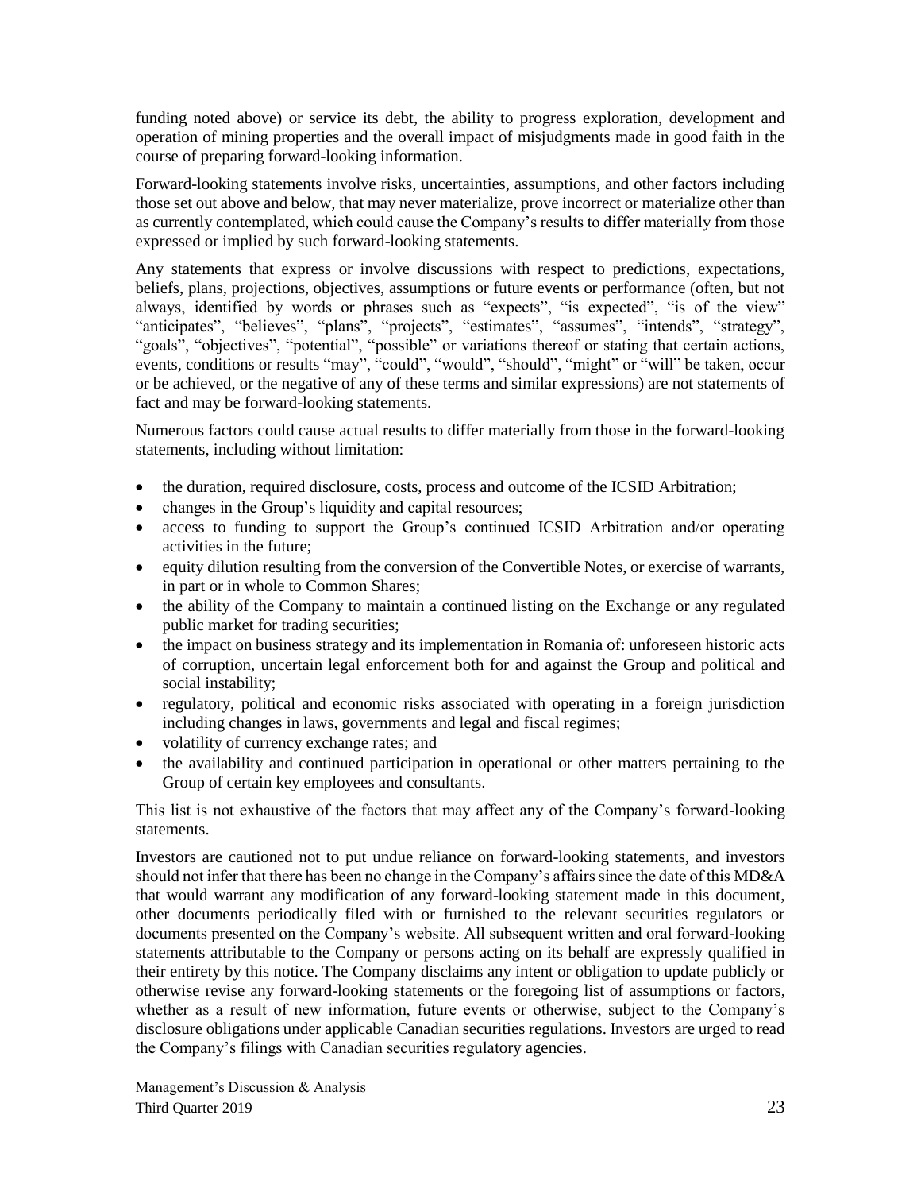funding noted above) or service its debt, the ability to progress exploration, development and operation of mining properties and the overall impact of misjudgments made in good faith in the course of preparing forward-looking information.

Forward-looking statements involve risks, uncertainties, assumptions, and other factors including those set out above and below, that may never materialize, prove incorrect or materialize other than as currently contemplated, which could cause the Company's results to differ materially from those expressed or implied by such forward-looking statements.

Any statements that express or involve discussions with respect to predictions, expectations, beliefs, plans, projections, objectives, assumptions or future events or performance (often, but not always, identified by words or phrases such as "expects", "is expected", "is of the view" "anticipates", "believes", "plans", "projects", "estimates", "assumes", "intends", "strategy", "goals", "objectives", "potential", "possible" or variations thereof or stating that certain actions, events, conditions or results "may", "could", "would", "should", "might" or "will" be taken, occur or be achieved, or the negative of any of these terms and similar expressions) are not statements of fact and may be forward-looking statements.

Numerous factors could cause actual results to differ materially from those in the forward-looking statements, including without limitation:

- the duration, required disclosure, costs, process and outcome of the ICSID Arbitration;
- changes in the Group's liquidity and capital resources;
- access to funding to support the Group's continued ICSID Arbitration and/or operating activities in the future;
- equity dilution resulting from the conversion of the Convertible Notes, or exercise of warrants, in part or in whole to Common Shares;
- the ability of the Company to maintain a continued listing on the Exchange or any regulated public market for trading securities;
- the impact on business strategy and its implementation in Romania of: unforeseen historic acts of corruption, uncertain legal enforcement both for and against the Group and political and social instability;
- regulatory, political and economic risks associated with operating in a foreign jurisdiction including changes in laws, governments and legal and fiscal regimes;
- volatility of currency exchange rates; and
- the availability and continued participation in operational or other matters pertaining to the Group of certain key employees and consultants.

This list is not exhaustive of the factors that may affect any of the Company's forward-looking statements.

Investors are cautioned not to put undue reliance on forward-looking statements, and investors should not infer that there has been no change in the Company's affairs since the date of this MD&A that would warrant any modification of any forward-looking statement made in this document, other documents periodically filed with or furnished to the relevant securities regulators or documents presented on the Company's website. All subsequent written and oral forward-looking statements attributable to the Company or persons acting on its behalf are expressly qualified in their entirety by this notice. The Company disclaims any intent or obligation to update publicly or otherwise revise any forward-looking statements or the foregoing list of assumptions or factors, whether as a result of new information, future events or otherwise, subject to the Company's disclosure obligations under applicable Canadian securities regulations. Investors are urged to read the Company's filings with Canadian securities regulatory agencies.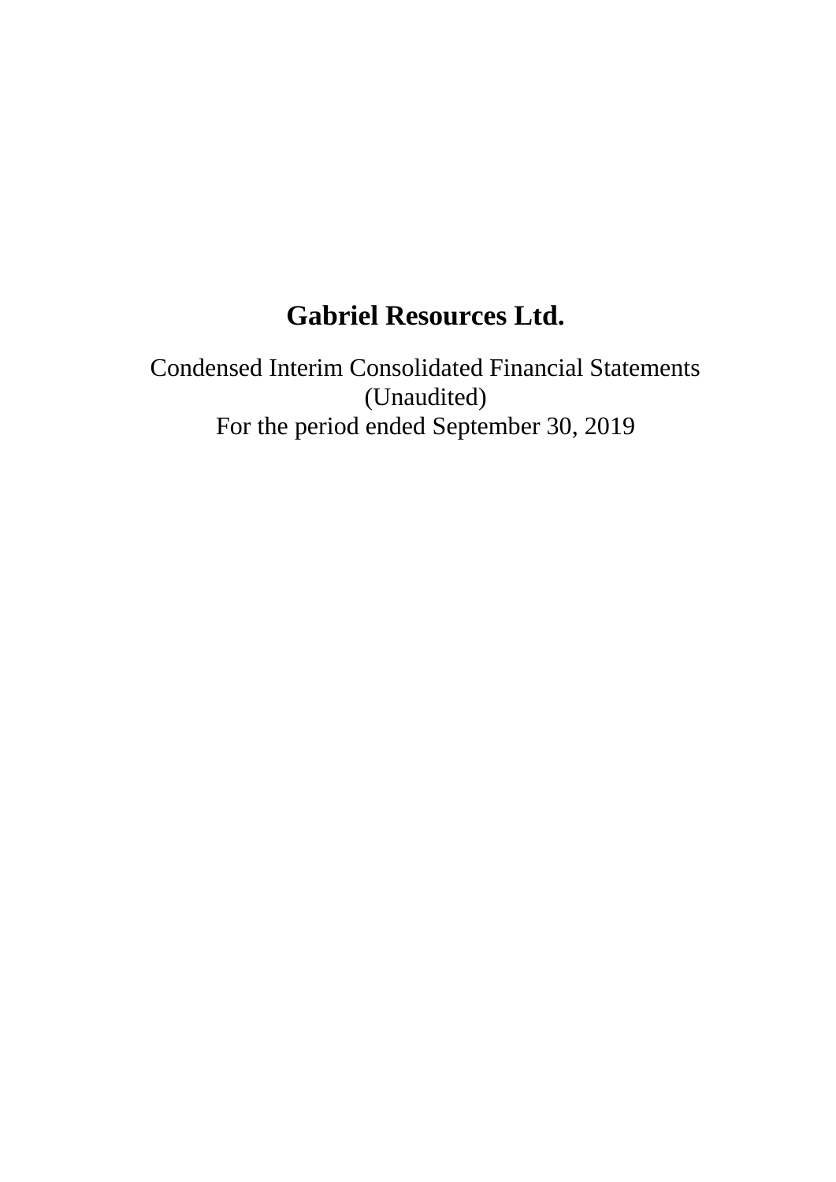# Gabriel Resources Ltd.

Condensed Interim Consolidated Financial Statements
(Unaudited)
For the period ended September 30, 2019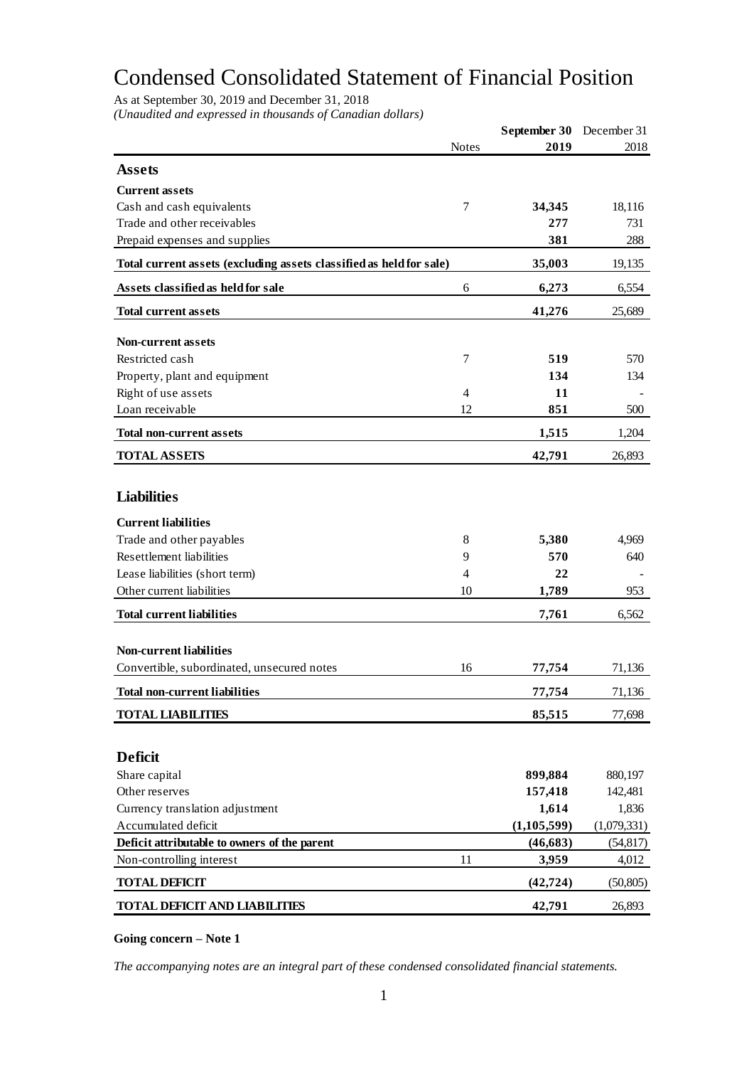# Condensed Consolidated Statement of Financial Position

As at September 30, 2019 and December 31, 2018

*(Unaudited and expressed in thousands of Canadian dollars)*

| | Notes | **September 30 2019** | December 31 2018 |
|---|---|---|---|
| **Assets** | | | |
| **Current assets** | | | |
| Cash and cash equivalents | 7 | **34,345** | 18,116 |
| Trade and other receivables | | **277** | 731 |
| Prepaid expenses and supplies | | **381** | 288 |
| **Total current assets (excluding assets classified as held for sale)** | | **35,003** | 19,135 |
| **Assets classified as held for sale** | 6 | **6,273** | 6,554 |
| **Total current assets** | | **41,276** | 25,689 |
| **Non-current assets** | | | |
| Restricted cash | 7 | **519** | 570 |
| Property, plant and equipment | | **134** | 134 |
| Right of use assets | 4 | **11** | - |
| Loan receivable | 12 | **851** | 500 |
| **Total non-current assets** | | **1,515** | 1,204 |
| **TOTAL ASSETS** | | **42,791** | 26,893 |
| **Liabilities** | | | |
| **Current liabilities** | | | |
| Trade and other payables | 8 | **5,380** | 4,969 |
| Resettlement liabilities | 9 | **570** | 640 |
| Lease liabilities (short term) | 4 | **22** | - |
| Other current liabilities | 10 | **1,789** | 953 |
| **Total current liabilities** | | **7,761** | 6,562 |
| **Non-current liabilities** | | | |
| Convertible, subordinated, unsecured notes | 16 | **77,754** | 71,136 |
| **Total non-current liabilities** | | **77,754** | 71,136 |
| **TOTAL LIABILITIES** | | **85,515** | 77,698 |
| **Deficit** | | | |
| Share capital | | **899,884** | 880,197 |
| Other reserves | | **157,418** | 142,481 |
| Currency translation adjustment | | **1,614** | 1,836 |
| Accumulated deficit | | **(1,105,599)** | (1,079,331) |
| **Deficit attributable to owners of the parent** | | **(46,683)** | (54,817) |
| Non-controlling interest | 11 | **3,959** | 4,012 |
| **TOTAL DEFICIT** | | **(42,724)** | (50,805) |
| **TOTAL DEFICIT AND LIABILITIES** | | **42,791** | 26,893 |

**Going concern – Note 1**

*The accompanying notes are an integral part of these condensed consolidated financial statements.*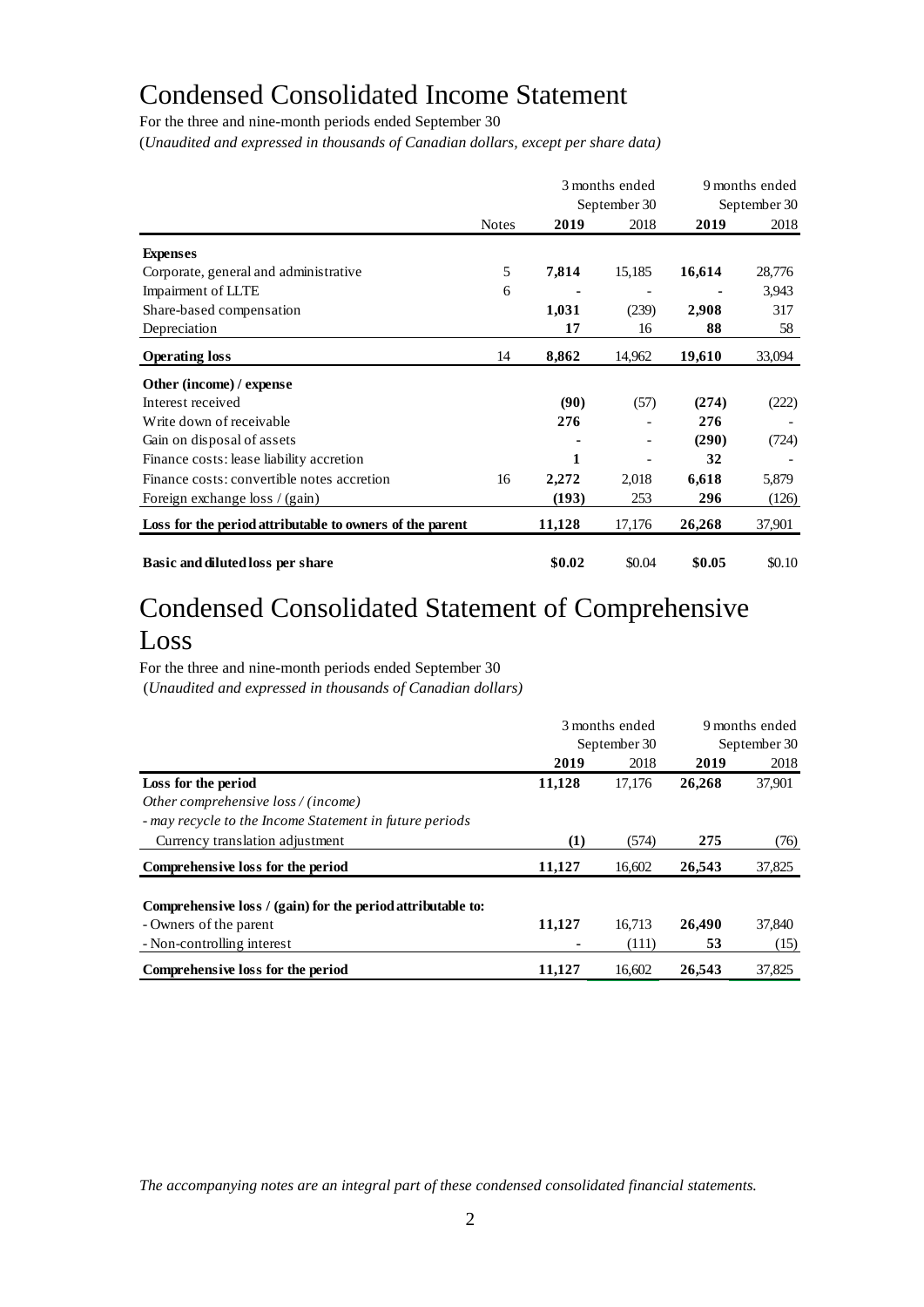# Condensed Consolidated Income Statement

For the three and nine-month periods ended September 30

(*Unaudited and expressed in thousands of Canadian dollars, except per share data)*

| | | 3 months ended September 30 | | 9 months ended September 30 | |
|---|---|---|---|---|---|
| | Notes | **2019** | 2018 | **2019** | 2018 |
| **Expenses** | | | | | |
| Corporate, general and administrative | 5 | **7,814** | 15,185 | **16,614** | 28,776 |
| Impairment of LLTE | 6 | **-** | - | **-** | 3,943 |
| Share-based compensation | | **1,031** | (239) | **2,908** | 317 |
| Depreciation | | **17** | 16 | **88** | 58 |
| **Operating loss** | 14 | **8,862** | 14,962 | **19,610** | 33,094 |
| **Other (income) / expense** | | | | | |
| Interest received | | **(90)** | (57) | **(274)** | (222) |
| Write down of receivable | | **276** | - | **276** | - |
| Gain on disposal of assets | | **-** | - | **(290)** | (724) |
| Finance costs: lease liability accretion | | **1** | - | **32** | - |
| Finance costs: convertible notes accretion | 16 | **2,272** | 2,018 | **6,618** | 5,879 |
| Foreign exchange loss / (gain) | | **(193)** | 253 | **296** | (126) |
| **Loss for the period attributable to owners of the parent** | | **11,128** | 17,176 | **26,268** | 37,901 |
| **Basic and diluted loss per share** | | **$0.02** | $0.04 | **$0.05** | $0.10 |

# Condensed Consolidated Statement of Comprehensive Loss

For the three and nine-month periods ended September 30

(*Unaudited and expressed in thousands of Canadian dollars)*

| | 3 months ended September 30 | | 9 months ended September 30 | |
|---|---|---|---|---|
| | **2019** | 2018 | **2019** | 2018 |
| **Loss for the period** | **11,128** | 17,176 | **26,268** | 37,901 |
| *Other comprehensive loss / (income)* | | | | |
| *- may recycle to the Income Statement in future periods* | | | | |
| Currency translation adjustment | **(1)** | (574) | **275** | (76) |
| **Comprehensive loss for the period** | **11,127** | 16,602 | **26,543** | 37,825 |
| **Comprehensive loss / (gain) for the period attributable to:** | | | | |
| - Owners of the parent | **11,127** | 16,713 | **26,490** | 37,840 |
| - Non-controlling interest | **-** | (111) | **53** | (15) |
| **Comprehensive loss for the period** | **11,127** | 16,602 | **26,543** | 37,825 |

*The accompanying notes are an integral part of these condensed consolidated financial statements.*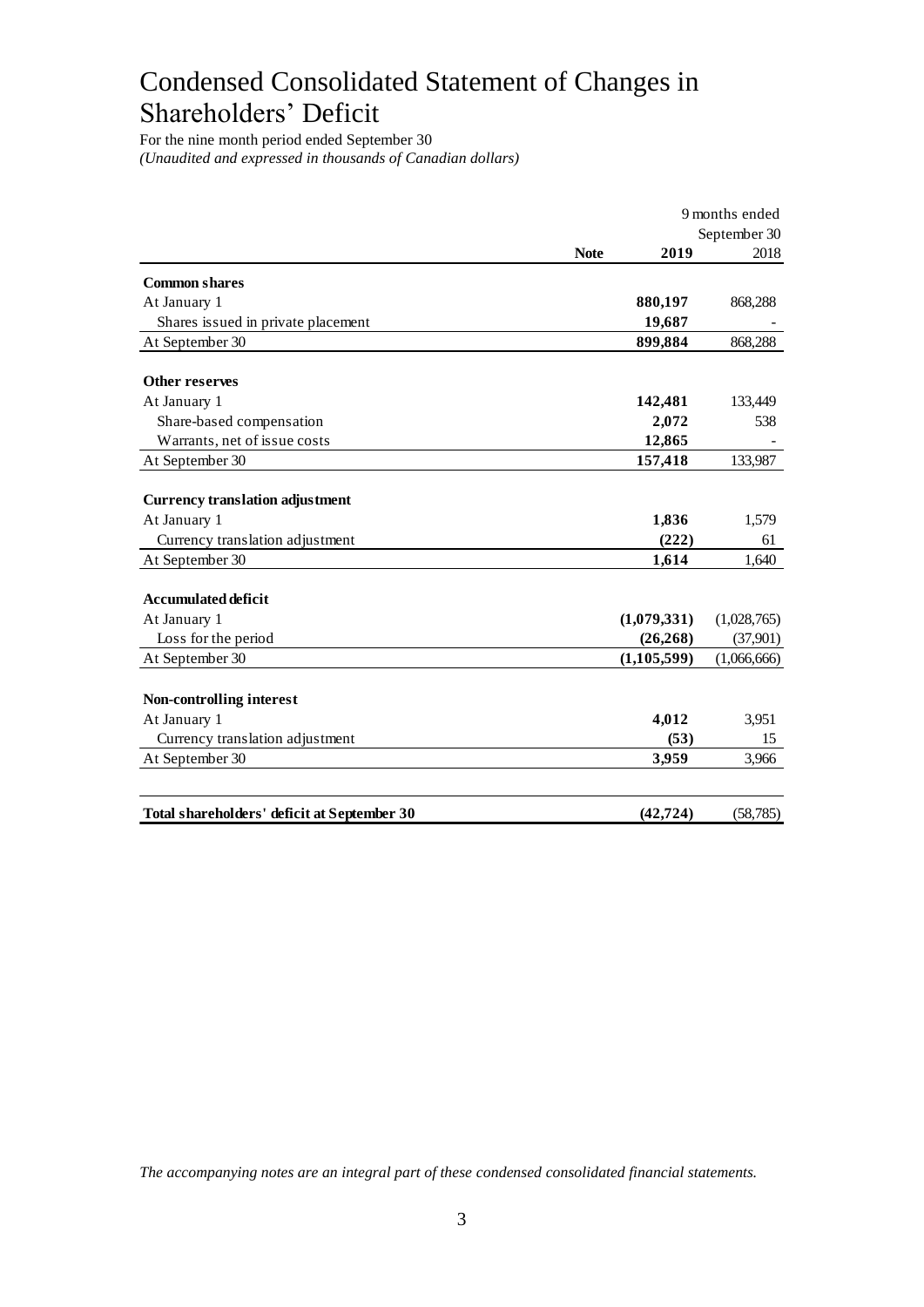# Condensed Consolidated Statement of Changes in Shareholders' Deficit

For the nine month period ended September 30
*(Unaudited and expressed in thousands of Canadian dollars)*

| | Note | 9 months ended September 30 2019 | 2018 |
|---|---|---|---|
| **Common shares** | | | |
| At January 1 | | **880,197** | 868,288 |
| Shares issued in private placement | | **19,687** | - |
| At September 30 | | **899,884** | 868,288 |
| **Other reserves** | | | |
| At January 1 | | **142,481** | 133,449 |
| Share-based compensation | | **2,072** | 538 |
| Warrants, net of issue costs | | **12,865** | - |
| At September 30 | | **157,418** | 133,987 |
| **Currency translation adjustment** | | | |
| At January 1 | | **1,836** | 1,579 |
| Currency translation adjustment | | **(222)** | 61 |
| At September 30 | | **1,614** | 1,640 |
| **Accumulated deficit** | | | |
| At January 1 | | **(1,079,331)** | (1,028,765) |
| Loss for the period | | **(26,268)** | (37,901) |
| At September 30 | | **(1,105,599)** | (1,066,666) |
| **Non-controlling interest** | | | |
| At January 1 | | **4,012** | 3,951 |
| Currency translation adjustment | | **(53)** | 15 |
| At September 30 | | **3,959** | 3,966 |
| **Total shareholders' deficit at September 30** | | **(42,724)** | (58,785) |

*The accompanying notes are an integral part of these condensed consolidated financial statements.*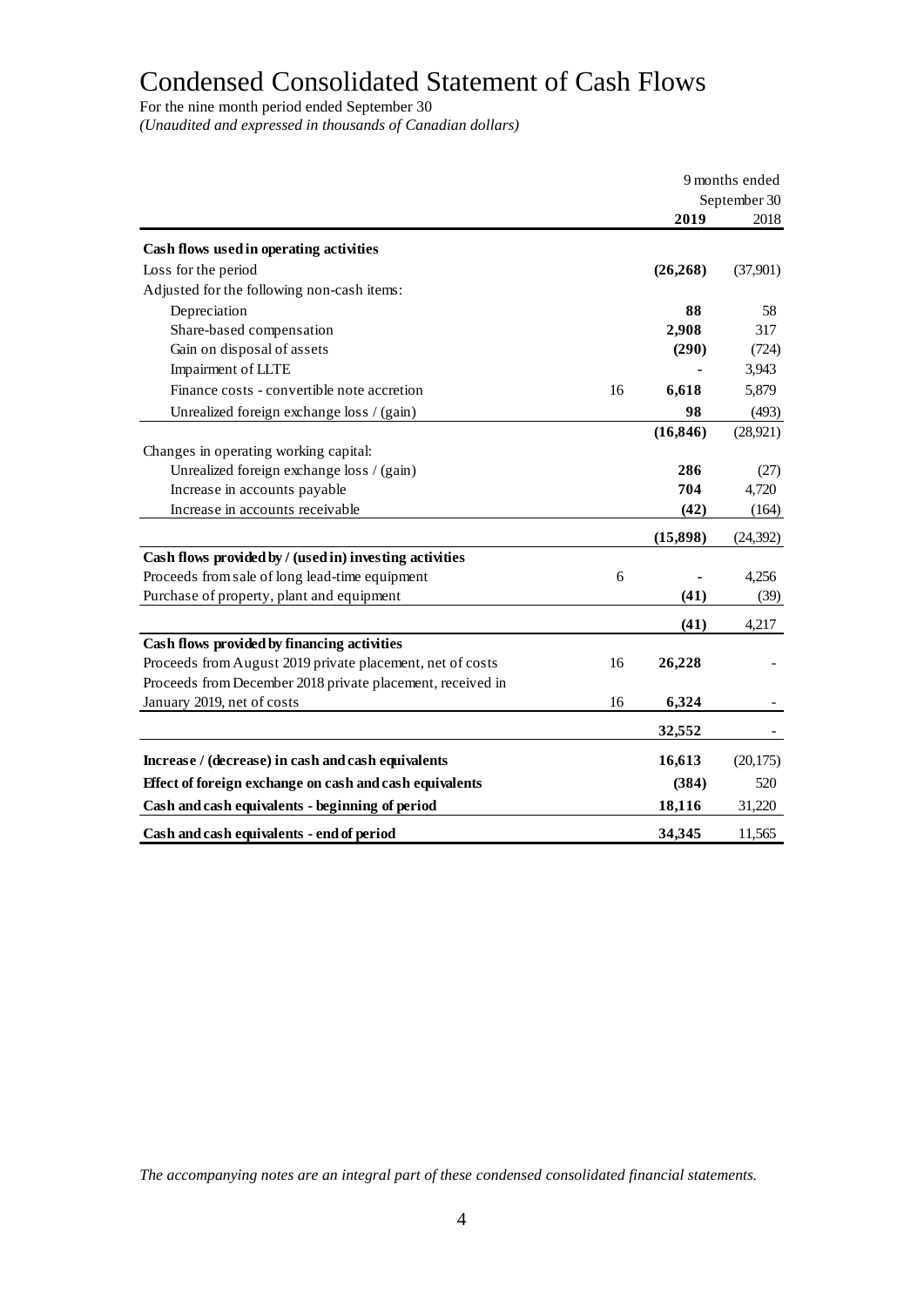# Condensed Consolidated Statement of Cash Flows

For the nine month period ended September 30

*(Unaudited and expressed in thousands of Canadian dollars)*

| | | 9 months ended September 30 | |
|---|---|---|---|
| | | **2019** | 2018 |
| **Cash flows used in operating activities** | | | |
| Loss for the period | | **(26,268)** | (37,901) |
| Adjusted for the following non-cash items: | | | |
| Depreciation | | **88** | 58 |
| Share-based compensation | | **2,908** | 317 |
| Gain on disposal of assets | | **(290)** | (724) |
| Impairment of LLTE | | **-** | 3,943 |
| Finance costs - convertible note accretion | 16 | **6,618** | 5,879 |
| Unrealized foreign exchange loss / (gain) | | **98** | (493) |
| | | **(16,846)** | (28,921) |
| Changes in operating working capital: | | | |
| Unrealized foreign exchange loss / (gain) | | **286** | (27) |
| Increase in accounts payable | | **704** | 4,720 |
| Increase in accounts receivable | | **(42)** | (164) |
| | | **(15,898)** | (24,392) |
| **Cash flows provided by / (used in) investing activities** | | | |
| Proceeds from sale of long lead-time equipment | 6 | **-** | 4,256 |
| Purchase of property, plant and equipment | | **(41)** | (39) |
| | | **(41)** | 4,217 |
| **Cash flows provided by financing activities** | | | |
| Proceeds from August 2019 private placement, net of costs | 16 | **26,228** | - |
| Proceeds from December 2018 private placement, received in January 2019, net of costs | 16 | **6,324** | - |
| | | **32,552** | - |
| **Increase / (decrease) in cash and cash equivalents** | | **16,613** | (20,175) |
| **Effect of foreign exchange on cash and cash equivalents** | | **(384)** | 520 |
| **Cash and cash equivalents - beginning of period** | | **18,116** | 31,220 |
| **Cash and cash equivalents - end of period** | | **34,345** | 11,565 |

*The accompanying notes are an integral part of these condensed consolidated financial statements.*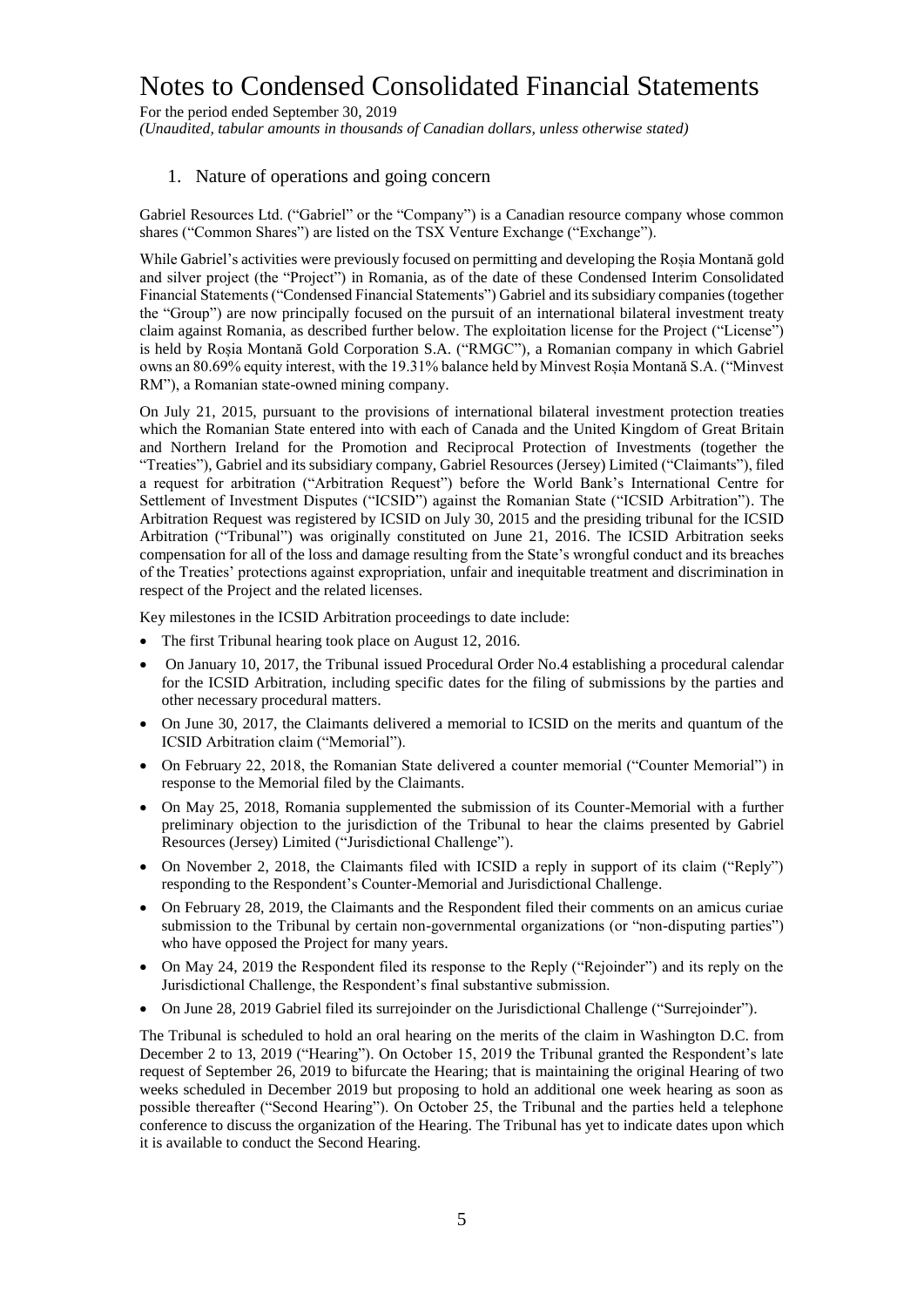# Notes to Condensed Consolidated Financial Statements

For the period ended September 30, 2019

*(Unaudited, tabular amounts in thousands of Canadian dollars, unless otherwise stated)*

## 1. Nature of operations and going concern

Gabriel Resources Ltd. ("Gabriel" or the "Company") is a Canadian resource company whose common shares ("Common Shares") are listed on the TSX Venture Exchange ("Exchange").

While Gabriel's activities were previously focused on permitting and developing the Roșia Montană gold and silver project (the "Project") in Romania, as of the date of these Condensed Interim Consolidated Financial Statements ("Condensed Financial Statements") Gabriel and its subsidiary companies (together the "Group") are now principally focused on the pursuit of an international bilateral investment treaty claim against Romania, as described further below. The exploitation license for the Project ("License") is held by Roșia Montană Gold Corporation S.A. ("RMGC"), a Romanian company in which Gabriel owns an 80.69% equity interest, with the 19.31% balance held by Minvest Roșia Montană S.A. ("Minvest RM"), a Romanian state-owned mining company.

On July 21, 2015, pursuant to the provisions of international bilateral investment protection treaties which the Romanian State entered into with each of Canada and the United Kingdom of Great Britain and Northern Ireland for the Promotion and Reciprocal Protection of Investments (together the "Treaties"), Gabriel and its subsidiary company, Gabriel Resources (Jersey) Limited ("Claimants"), filed a request for arbitration ("Arbitration Request") before the World Bank's International Centre for Settlement of Investment Disputes ("ICSID") against the Romanian State ("ICSID Arbitration"). The Arbitration Request was registered by ICSID on July 30, 2015 and the presiding tribunal for the ICSID Arbitration ("Tribunal") was originally constituted on June 21, 2016. The ICSID Arbitration seeks compensation for all of the loss and damage resulting from the State's wrongful conduct and its breaches of the Treaties' protections against expropriation, unfair and inequitable treatment and discrimination in respect of the Project and the related licenses.

Key milestones in the ICSID Arbitration proceedings to date include:

- The first Tribunal hearing took place on August 12, 2016.
- On January 10, 2017, the Tribunal issued Procedural Order No.4 establishing a procedural calendar for the ICSID Arbitration, including specific dates for the filing of submissions by the parties and other necessary procedural matters.
- On June 30, 2017, the Claimants delivered a memorial to ICSID on the merits and quantum of the ICSID Arbitration claim ("Memorial").
- On February 22, 2018, the Romanian State delivered a counter memorial ("Counter Memorial") in response to the Memorial filed by the Claimants.
- On May 25, 2018, Romania supplemented the submission of its Counter-Memorial with a further preliminary objection to the jurisdiction of the Tribunal to hear the claims presented by Gabriel Resources (Jersey) Limited ("Jurisdictional Challenge").
- On November 2, 2018, the Claimants filed with ICSID a reply in support of its claim ("Reply") responding to the Respondent's Counter-Memorial and Jurisdictional Challenge.
- On February 28, 2019, the Claimants and the Respondent filed their comments on an amicus curiae submission to the Tribunal by certain non-governmental organizations (or "non-disputing parties") who have opposed the Project for many years.
- On May 24, 2019 the Respondent filed its response to the Reply ("Rejoinder") and its reply on the Jurisdictional Challenge, the Respondent's final substantive submission.
- On June 28, 2019 Gabriel filed its surrejoinder on the Jurisdictional Challenge ("Surrejoinder").

The Tribunal is scheduled to hold an oral hearing on the merits of the claim in Washington D.C. from December 2 to 13, 2019 ("Hearing"). On October 15, 2019 the Tribunal granted the Respondent's late request of September 26, 2019 to bifurcate the Hearing; that is maintaining the original Hearing of two weeks scheduled in December 2019 but proposing to hold an additional one week hearing as soon as possible thereafter ("Second Hearing"). On October 25, the Tribunal and the parties held a telephone conference to discuss the organization of the Hearing. The Tribunal has yet to indicate dates upon which it is available to conduct the Second Hearing.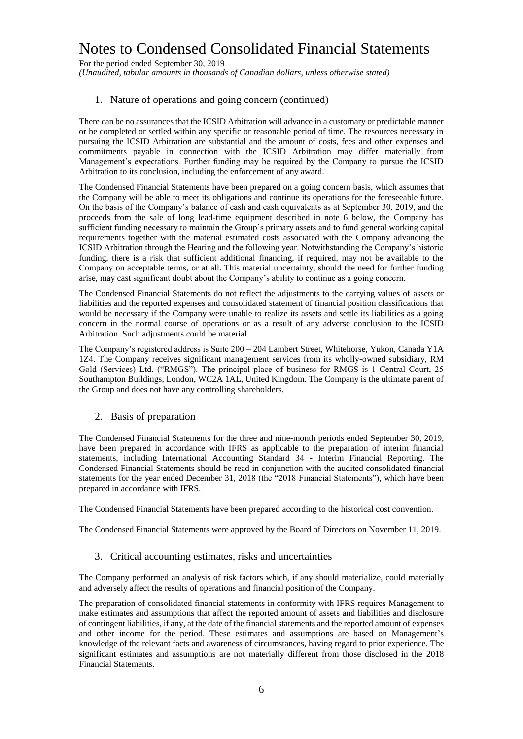# Notes to Condensed Consolidated Financial Statements

For the period ended September 30, 2019
*(Unaudited, tabular amounts in thousands of Canadian dollars, unless otherwise stated)*

## 1. Nature of operations and going concern (continued)

There can be no assurances that the ICSID Arbitration will advance in a customary or predictable manner or be completed or settled within any specific or reasonable period of time. The resources necessary in pursuing the ICSID Arbitration are substantial and the amount of costs, fees and other expenses and commitments payable in connection with the ICSID Arbitration may differ materially from Management's expectations. Further funding may be required by the Company to pursue the ICSID Arbitration to its conclusion, including the enforcement of any award.

The Condensed Financial Statements have been prepared on a going concern basis, which assumes that the Company will be able to meet its obligations and continue its operations for the foreseeable future. On the basis of the Company's balance of cash and cash equivalents as at September 30, 2019, and the proceeds from the sale of long lead-time equipment described in note 6 below, the Company has sufficient funding necessary to maintain the Group's primary assets and to fund general working capital requirements together with the material estimated costs associated with the Company advancing the ICSID Arbitration through the Hearing and the following year. Notwithstanding the Company's historic funding, there is a risk that sufficient additional financing, if required, may not be available to the Company on acceptable terms, or at all. This material uncertainty, should the need for further funding arise, may cast significant doubt about the Company's ability to continue as a going concern.

The Condensed Financial Statements do not reflect the adjustments to the carrying values of assets or liabilities and the reported expenses and consolidated statement of financial position classifications that would be necessary if the Company were unable to realize its assets and settle its liabilities as a going concern in the normal course of operations or as a result of any adverse conclusion to the ICSID Arbitration. Such adjustments could be material.

The Company's registered address is Suite 200 – 204 Lambert Street, Whitehorse, Yukon, Canada Y1A 1Z4. The Company receives significant management services from its wholly-owned subsidiary, RM Gold (Services) Ltd. ("RMGS"). The principal place of business for RMGS is 1 Central Court, 25 Southampton Buildings, London, WC2A 1AL, United Kingdom. The Company is the ultimate parent of the Group and does not have any controlling shareholders.

## 2. Basis of preparation

The Condensed Financial Statements for the three and nine-month periods ended September 30, 2019, have been prepared in accordance with IFRS as applicable to the preparation of interim financial statements, including International Accounting Standard 34 - Interim Financial Reporting. The Condensed Financial Statements should be read in conjunction with the audited consolidated financial statements for the year ended December 31, 2018 (the "2018 Financial Statements"), which have been prepared in accordance with IFRS.

The Condensed Financial Statements have been prepared according to the historical cost convention.

The Condensed Financial Statements were approved by the Board of Directors on November 11, 2019.

## 3. Critical accounting estimates, risks and uncertainties

The Company performed an analysis of risk factors which, if any should materialize, could materially and adversely affect the results of operations and financial position of the Company.

The preparation of consolidated financial statements in conformity with IFRS requires Management to make estimates and assumptions that affect the reported amount of assets and liabilities and disclosure of contingent liabilities, if any, at the date of the financial statements and the reported amount of expenses and other income for the period. These estimates and assumptions are based on Management's knowledge of the relevant facts and awareness of circumstances, having regard to prior experience. The significant estimates and assumptions are not materially different from those disclosed in the 2018 Financial Statements.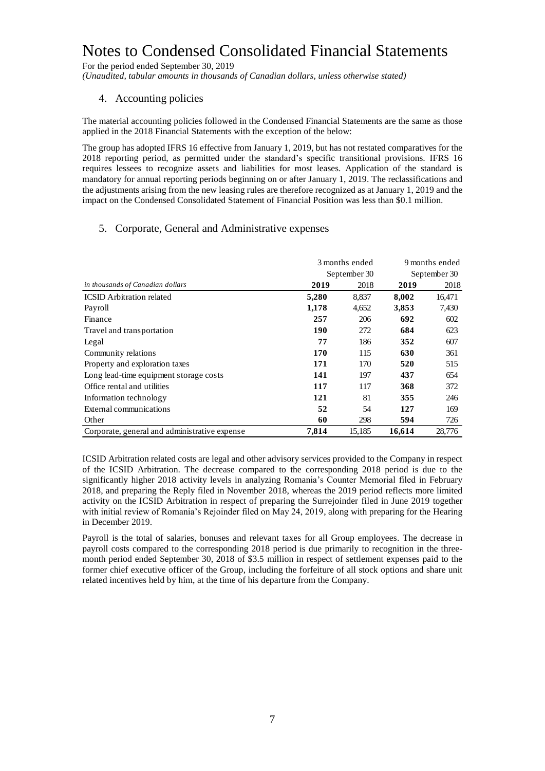# Notes to Condensed Consolidated Financial Statements

For the period ended September 30, 2019

*(Unaudited, tabular amounts in thousands of Canadian dollars, unless otherwise stated)*

## 4. Accounting policies

The material accounting policies followed in the Condensed Financial Statements are the same as those applied in the 2018 Financial Statements with the exception of the below:

The group has adopted IFRS 16 effective from January 1, 2019, but has not restated comparatives for the 2018 reporting period, as permitted under the standard's specific transitional provisions. IFRS 16 requires lessees to recognize assets and liabilities for most leases. Application of the standard is mandatory for annual reporting periods beginning on or after January 1, 2019. The reclassifications and the adjustments arising from the new leasing rules are therefore recognized as at January 1, 2019 and the impact on the Condensed Consolidated Statement of Financial Position was less than $0.1 million.

## 5. Corporate, General and Administrative expenses

| | 3 months ended September 30 | | 9 months ended September 30 | |
|---|---|---|---|---|
| *in thousands of Canadian dollars* | **2019** | 2018 | **2019** | 2018 |
| ICSID Arbitration related | **5,280** | 8,837 | **8,002** | 16,471 |
| Payroll | **1,178** | 4,652 | **3,853** | 7,430 |
| Finance | **257** | 206 | **692** | 602 |
| Travel and transportation | **190** | 272 | **684** | 623 |
| Legal | **77** | 186 | **352** | 607 |
| Community relations | **170** | 115 | **630** | 361 |
| Property and exploration taxes | **171** | 170 | **520** | 515 |
| Long lead-time equipment storage costs | **141** | 197 | **437** | 654 |
| Office rental and utilities | **117** | 117 | **368** | 372 |
| Information technology | **121** | 81 | **355** | 246 |
| External communications | **52** | 54 | **127** | 169 |
| Other | **60** | 298 | **594** | 726 |
| Corporate, general and administrative expense | **7,814** | 15,185 | **16,614** | 28,776 |

ICSID Arbitration related costs are legal and other advisory services provided to the Company in respect of the ICSID Arbitration. The decrease compared to the corresponding 2018 period is due to the significantly higher 2018 activity levels in analyzing Romania's Counter Memorial filed in February 2018, and preparing the Reply filed in November 2018, whereas the 2019 period reflects more limited activity on the ICSID Arbitration in respect of preparing the Surrejoinder filed in June 2019 together with initial review of Romania's Rejoinder filed on May 24, 2019, along with preparing for the Hearing in December 2019.

Payroll is the total of salaries, bonuses and relevant taxes for all Group employees. The decrease in payroll costs compared to the corresponding 2018 period is due primarily to recognition in the three-month period ended September 30, 2018 of $3.5 million in respect of settlement expenses paid to the former chief executive officer of the Group, including the forfeiture of all stock options and share unit related incentives held by him, at the time of his departure from the Company.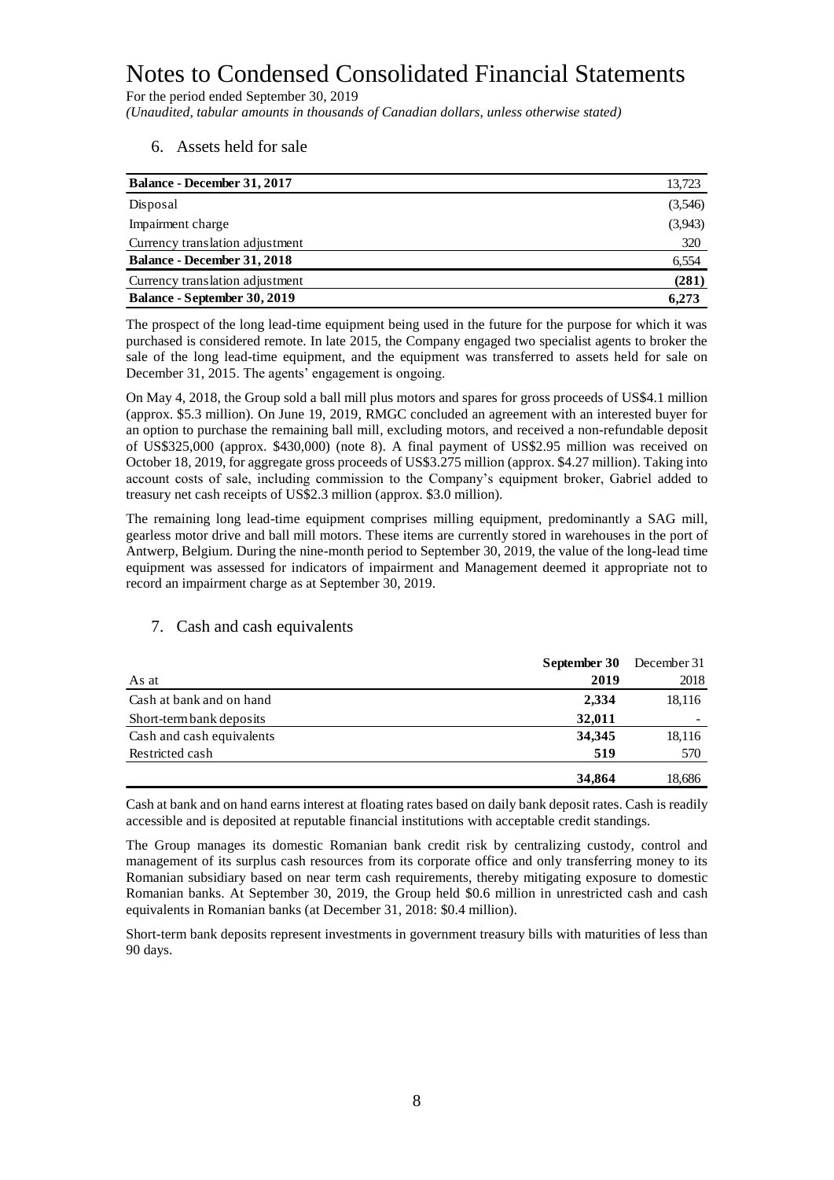# Notes to Condensed Consolidated Financial Statements

For the period ended September 30, 2019

*(Unaudited, tabular amounts in thousands of Canadian dollars, unless otherwise stated)*

## 6. Assets held for sale

| | |
|---|---|
| **Balance - December 31, 2017** | 13,723 |
| Disposal | (3,546) |
| Impairment charge | (3,943) |
| Currency translation adjustment | 320 |
| **Balance - December 31, 2018** | 6,554 |
| Currency translation adjustment | **(281)** |
| **Balance - September 30, 2019** | **6,273** |

The prospect of the long lead-time equipment being used in the future for the purpose for which it was purchased is considered remote. In late 2015, the Company engaged two specialist agents to broker the sale of the long lead-time equipment, and the equipment was transferred to assets held for sale on December 31, 2015. The agents' engagement is ongoing.

On May 4, 2018, the Group sold a ball mill plus motors and spares for gross proceeds of US$4.1 million (approx. $5.3 million). On June 19, 2019, RMGC concluded an agreement with an interested buyer for an option to purchase the remaining ball mill, excluding motors, and received a non-refundable deposit of US$325,000 (approx. $430,000) (note 8). A final payment of US$2.95 million was received on October 18, 2019, for aggregate gross proceeds of US$3.275 million (approx. $4.27 million). Taking into account costs of sale, including commission to the Company's equipment broker, Gabriel added to treasury net cash receipts of US$2.3 million (approx. $3.0 million).

The remaining long lead-time equipment comprises milling equipment, predominantly a SAG mill, gearless motor drive and ball mill motors. These items are currently stored in warehouses in the port of Antwerp, Belgium. During the nine-month period to September 30, 2019, the value of the long-lead time equipment was assessed for indicators of impairment and Management deemed it appropriate not to record an impairment charge as at September 30, 2019.

## 7. Cash and cash equivalents

| As at | **September 30 2019** | December 31 2018 |
|---|---|---|
| Cash at bank and on hand | **2,334** | 18,116 |
| Short-term bank deposits | **32,011** | - |
| Cash and cash equivalents | **34,345** | 18,116 |
| Restricted cash | **519** | 570 |
| | **34,864** | 18,686 |

Cash at bank and on hand earns interest at floating rates based on daily bank deposit rates. Cash is readily accessible and is deposited at reputable financial institutions with acceptable credit standings.

The Group manages its domestic Romanian bank credit risk by centralizing custody, control and management of its surplus cash resources from its corporate office and only transferring money to its Romanian subsidiary based on near term cash requirements, thereby mitigating exposure to domestic Romanian banks. At September 30, 2019, the Group held $0.6 million in unrestricted cash and cash equivalents in Romanian banks (at December 31, 2018: $0.4 million).

Short-term bank deposits represent investments in government treasury bills with maturities of less than 90 days.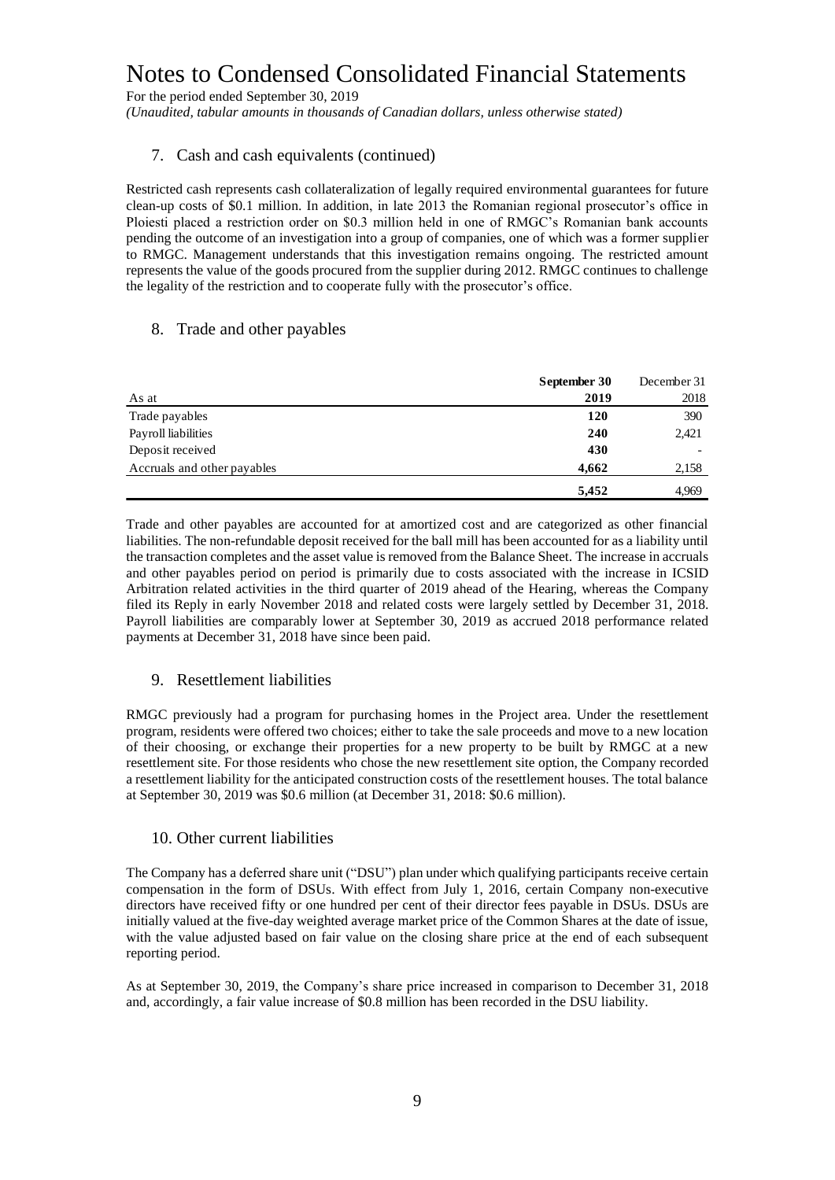# Notes to Condensed Consolidated Financial Statements

For the period ended September 30, 2019

*(Unaudited, tabular amounts in thousands of Canadian dollars, unless otherwise stated)*

## 7. Cash and cash equivalents (continued)

Restricted cash represents cash collateralization of legally required environmental guarantees for future clean-up costs of \$0.1 million. In addition, in late 2013 the Romanian regional prosecutor's office in Ploiesti placed a restriction order on \$0.3 million held in one of RMGC's Romanian bank accounts pending the outcome of an investigation into a group of companies, one of which was a former supplier to RMGC. Management understands that this investigation remains ongoing. The restricted amount represents the value of the goods procured from the supplier during 2012. RMGC continues to challenge the legality of the restriction and to cooperate fully with the prosecutor's office.

## 8. Trade and other payables

| As at | **September 30 2019** | December 31 2018 |
|---|---|---|
| Trade payables | **120** | 390 |
| Payroll liabilities | **240** | 2,421 |
| Deposit received | **430** | - |
| Accruals and other payables | **4,662** | 2,158 |
| | **5,452** | 4,969 |

Trade and other payables are accounted for at amortized cost and are categorized as other financial liabilities. The non-refundable deposit received for the ball mill has been accounted for as a liability until the transaction completes and the asset value is removed from the Balance Sheet. The increase in accruals and other payables period on period is primarily due to costs associated with the increase in ICSID Arbitration related activities in the third quarter of 2019 ahead of the Hearing, whereas the Company filed its Reply in early November 2018 and related costs were largely settled by December 31, 2018. Payroll liabilities are comparably lower at September 30, 2019 as accrued 2018 performance related payments at December 31, 2018 have since been paid.

## 9. Resettlement liabilities

RMGC previously had a program for purchasing homes in the Project area. Under the resettlement program, residents were offered two choices; either to take the sale proceeds and move to a new location of their choosing, or exchange their properties for a new property to be built by RMGC at a new resettlement site. For those residents who chose the new resettlement site option, the Company recorded a resettlement liability for the anticipated construction costs of the resettlement houses. The total balance at September 30, 2019 was \$0.6 million (at December 31, 2018: \$0.6 million).

## 10. Other current liabilities

The Company has a deferred share unit ("DSU") plan under which qualifying participants receive certain compensation in the form of DSUs. With effect from July 1, 2016, certain Company non-executive directors have received fifty or one hundred per cent of their director fees payable in DSUs. DSUs are initially valued at the five-day weighted average market price of the Common Shares at the date of issue, with the value adjusted based on fair value on the closing share price at the end of each subsequent reporting period.

As at September 30, 2019, the Company's share price increased in comparison to December 31, 2018 and, accordingly, a fair value increase of \$0.8 million has been recorded in the DSU liability.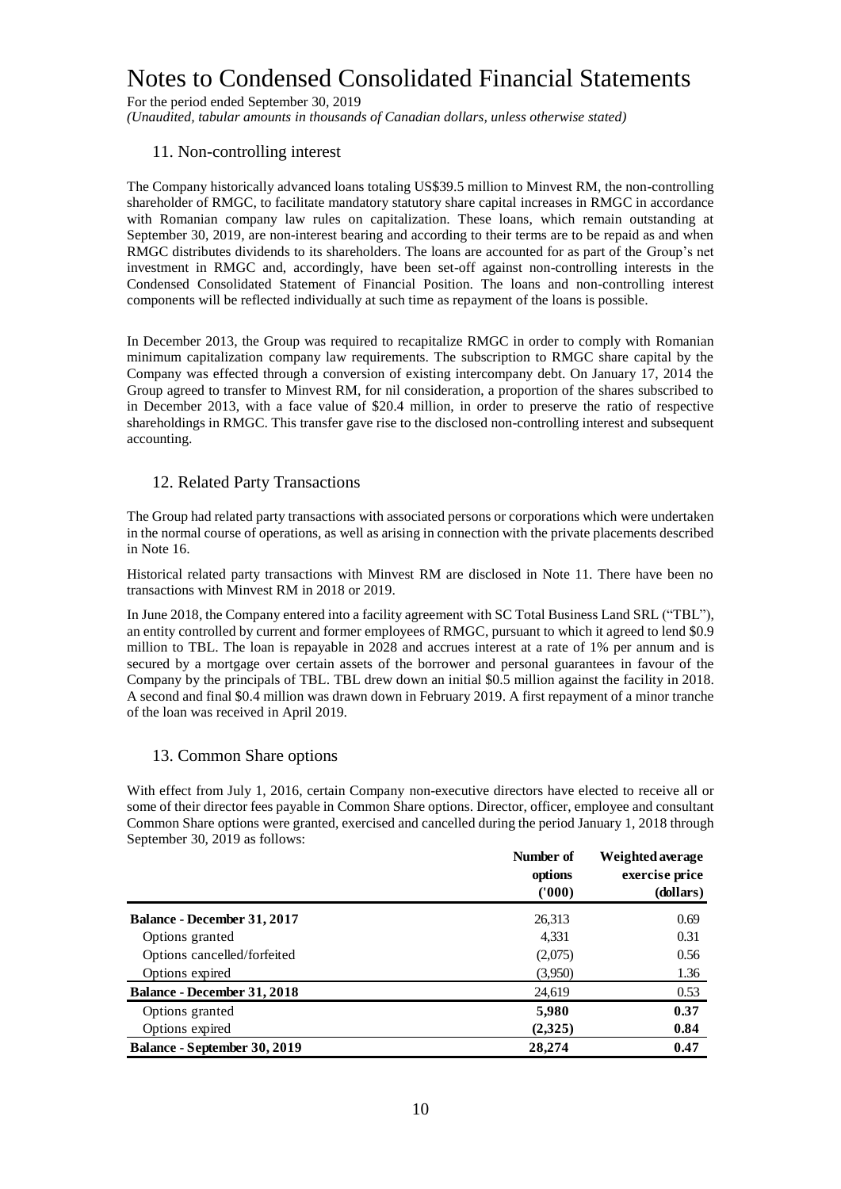# Notes to Condensed Consolidated Financial Statements

For the period ended September 30, 2019

*(Unaudited, tabular amounts in thousands of Canadian dollars, unless otherwise stated)*

## 11. Non-controlling interest

The Company historically advanced loans totaling US$39.5 million to Minvest RM, the non-controlling shareholder of RMGC, to facilitate mandatory statutory share capital increases in RMGC in accordance with Romanian company law rules on capitalization. These loans, which remain outstanding at September 30, 2019, are non-interest bearing and according to their terms are to be repaid as and when RMGC distributes dividends to its shareholders. The loans are accounted for as part of the Group's net investment in RMGC and, accordingly, have been set-off against non-controlling interests in the Condensed Consolidated Statement of Financial Position. The loans and non-controlling interest components will be reflected individually at such time as repayment of the loans is possible.

In December 2013, the Group was required to recapitalize RMGC in order to comply with Romanian minimum capitalization company law requirements. The subscription to RMGC share capital by the Company was effected through a conversion of existing intercompany debt. On January 17, 2014 the Group agreed to transfer to Minvest RM, for nil consideration, a proportion of the shares subscribed to in December 2013, with a face value of $20.4 million, in order to preserve the ratio of respective shareholdings in RMGC. This transfer gave rise to the disclosed non-controlling interest and subsequent accounting.

## 12. Related Party Transactions

The Group had related party transactions with associated persons or corporations which were undertaken in the normal course of operations, as well as arising in connection with the private placements described in Note 16.

Historical related party transactions with Minvest RM are disclosed in Note 11. There have been no transactions with Minvest RM in 2018 or 2019.

In June 2018, the Company entered into a facility agreement with SC Total Business Land SRL ("TBL"), an entity controlled by current and former employees of RMGC, pursuant to which it agreed to lend $0.9 million to TBL. The loan is repayable in 2028 and accrues interest at a rate of 1% per annum and is secured by a mortgage over certain assets of the borrower and personal guarantees in favour of the Company by the principals of TBL. TBL drew down an initial $0.5 million against the facility in 2018. A second and final $0.4 million was drawn down in February 2019. A first repayment of a minor tranche of the loan was received in April 2019.

## 13. Common Share options

With effect from July 1, 2016, certain Company non-executive directors have elected to receive all or some of their director fees payable in Common Share options. Director, officer, employee and consultant Common Share options were granted, exercised and cancelled during the period January 1, 2018 through September 30, 2019 as follows:

| | Number of options ('000) | Weighted average exercise price (dollars) |
|---|---|---|
| **Balance - December 31, 2017** | 26,313 | 0.69 |
| Options granted | 4,331 | 0.31 |
| Options cancelled/forfeited | (2,075) | 0.56 |
| Options expired | (3,950) | 1.36 |
| **Balance - December 31, 2018** | 24,619 | 0.53 |
| Options granted | **5,980** | **0.37** |
| Options expired | **(2,325)** | **0.84** |
| **Balance - September 30, 2019** | **28,274** | **0.47** |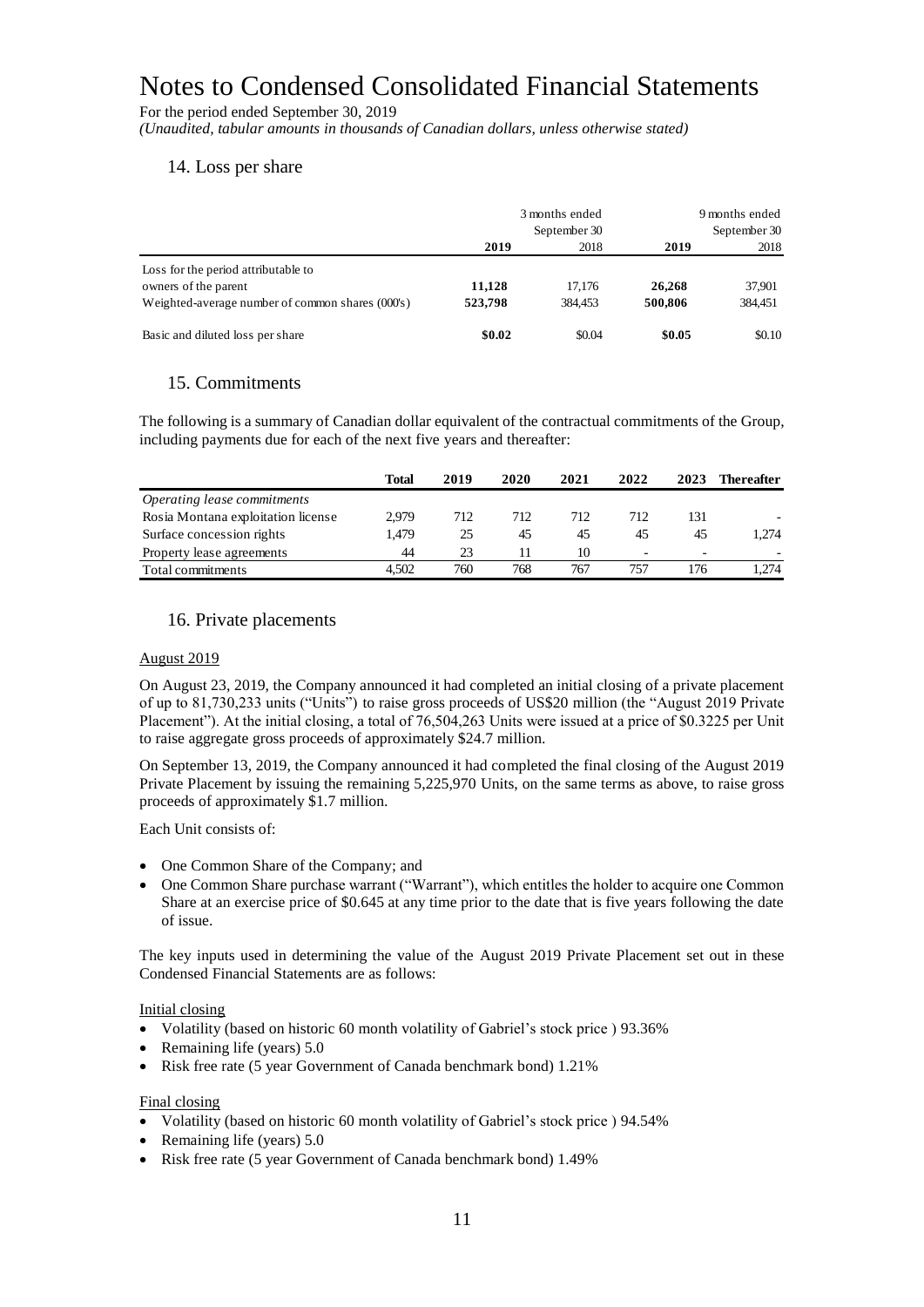# Notes to Condensed Consolidated Financial Statements

For the period ended September 30, 2019

*(Unaudited, tabular amounts in thousands of Canadian dollars, unless otherwise stated)*

## 14. Loss per share

| | 3 months ended September 30 | | 9 months ended September 30 | |
|---|---|---|---|---|
| | **2019** | 2018 | **2019** | 2018 |
| Loss for the period attributable to owners of the parent | **11,128** | 17,176 | **26,268** | 37,901 |
| Weighted-average number of common shares (000's) | **523,798** | 384,453 | **500,806** | 384,451 |
| Basic and diluted loss per share | **\$0.02** | \$0.04 | **\$0.05** | \$0.10 |

## 15. Commitments

The following is a summary of Canadian dollar equivalent of the contractual commitments of the Group, including payments due for each of the next five years and thereafter:

| | Total | 2019 | 2020 | 2021 | 2022 | 2023 | Thereafter |
|---|---|---|---|---|---|---|---|
| *Operating lease commitments* | | | | | | | |
| Rosia Montana exploitation license | 2,979 | 712 | 712 | 712 | 712 | 131 | - |
| Surface concession rights | 1,479 | 25 | 45 | 45 | 45 | 45 | 1,274 |
| Property lease agreements | 44 | 23 | 11 | 10 | - | - | - |
| Total commitments | 4,502 | 760 | 768 | 767 | 757 | 176 | 1,274 |

## 16. Private placements

August 2019

On August 23, 2019, the Company announced it had completed an initial closing of a private placement of up to 81,730,233 units ("Units") to raise gross proceeds of US\$20 million (the "August 2019 Private Placement"). At the initial closing, a total of 76,504,263 Units were issued at a price of \$0.3225 per Unit to raise aggregate gross proceeds of approximately \$24.7 million.

On September 13, 2019, the Company announced it had completed the final closing of the August 2019 Private Placement by issuing the remaining 5,225,970 Units, on the same terms as above, to raise gross proceeds of approximately \$1.7 million.

Each Unit consists of:

- One Common Share of the Company; and
- One Common Share purchase warrant ("Warrant"), which entitles the holder to acquire one Common Share at an exercise price of \$0.645 at any time prior to the date that is five years following the date of issue.

The key inputs used in determining the value of the August 2019 Private Placement set out in these Condensed Financial Statements are as follows:

Initial closing

- Volatility (based on historic 60 month volatility of Gabriel's stock price ) 93.36%
- Remaining life (years) 5.0
- Risk free rate (5 year Government of Canada benchmark bond) 1.21%

Final closing

- Volatility (based on historic 60 month volatility of Gabriel's stock price ) 94.54%
- Remaining life (years) 5.0
- Risk free rate (5 year Government of Canada benchmark bond) 1.49%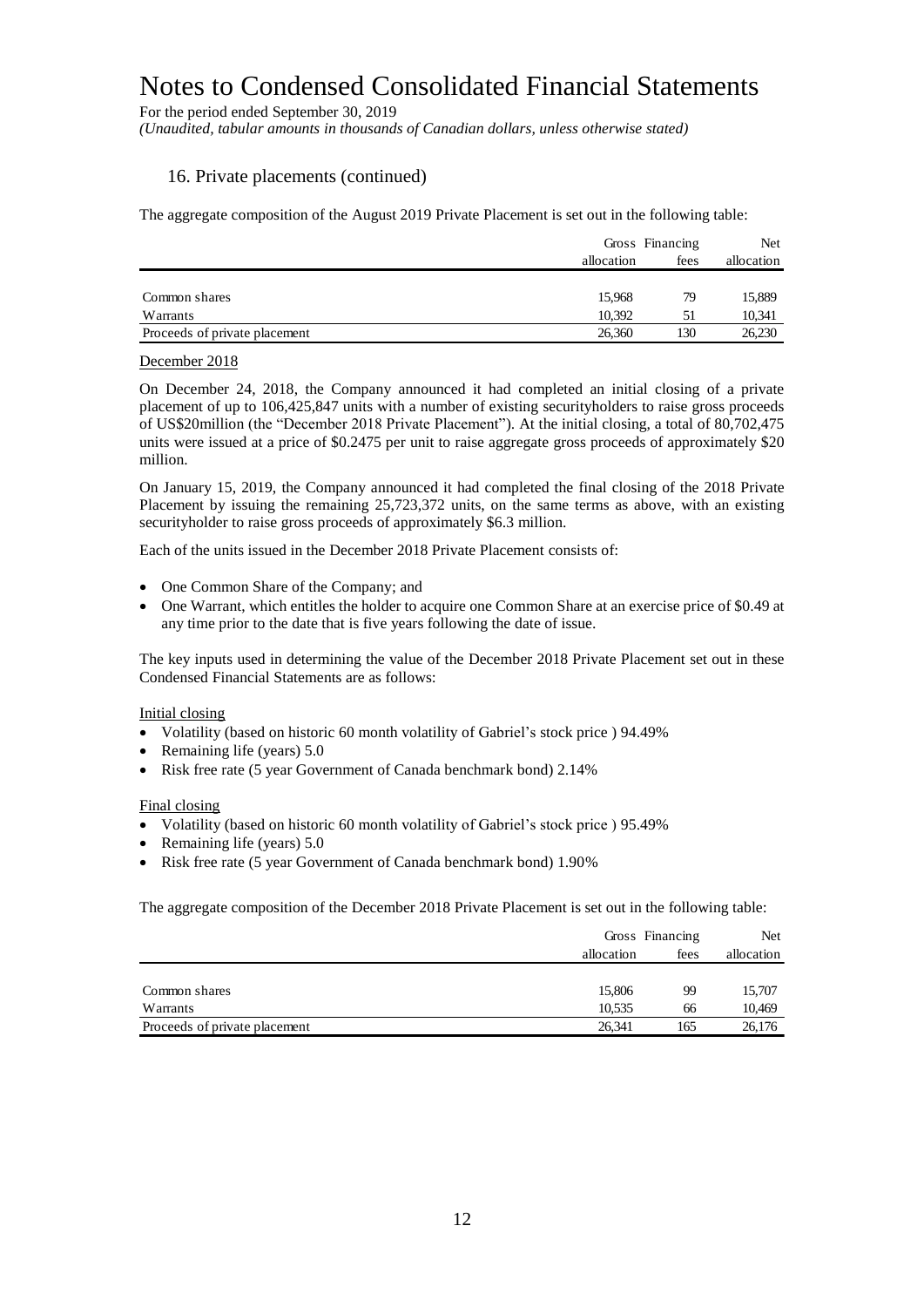## 16. Private placements (continued)

The aggregate composition of the August 2019 Private Placement is set out in the following table:

| | Gross allocation | Financing fees | Net allocation |
|---|---|---|---|
| Common shares | 15,968 | 79 | 15,889 |
| Warrants | 10,392 | 51 | 10,341 |
| Proceeds of private placement | 26,360 | 130 | 26,230 |

December 2018

On December 24, 2018, the Company announced it had completed an initial closing of a private placement of up to 106,425,847 units with a number of existing securityholders to raise gross proceeds of US$20million (the "December 2018 Private Placement"). At the initial closing, a total of 80,702,475 units were issued at a price of $0.2475 per unit to raise aggregate gross proceeds of approximately $20 million.

On January 15, 2019, the Company announced it had completed the final closing of the 2018 Private Placement by issuing the remaining 25,723,372 units, on the same terms as above, with an existing securityholder to raise gross proceeds of approximately $6.3 million.

Each of the units issued in the December 2018 Private Placement consists of:

- One Common Share of the Company; and
- One Warrant, which entitles the holder to acquire one Common Share at an exercise price of $0.49 at any time prior to the date that is five years following the date of issue.

The key inputs used in determining the value of the December 2018 Private Placement set out in these Condensed Financial Statements are as follows:

Initial closing

- Volatility (based on historic 60 month volatility of Gabriel's stock price ) 94.49%
- Remaining life (years) 5.0
- Risk free rate (5 year Government of Canada benchmark bond) 2.14%

Final closing

- Volatility (based on historic 60 month volatility of Gabriel's stock price ) 95.49%
- Remaining life (years) 5.0
- Risk free rate (5 year Government of Canada benchmark bond) 1.90%

The aggregate composition of the December 2018 Private Placement is set out in the following table:

| | Gross allocation | Financing fees | Net allocation |
|---|---|---|---|
| Common shares | 15,806 | 99 | 15,707 |
| Warrants | 10,535 | 66 | 10,469 |
| Proceeds of private placement | 26,341 | 165 | 26,176 |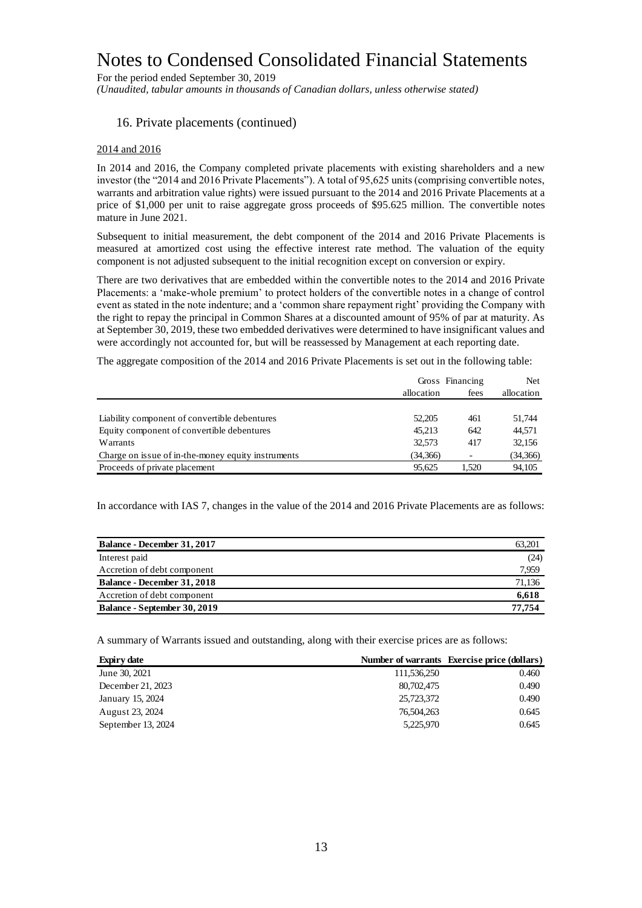# Notes to Condensed Consolidated Financial Statements

For the period ended September 30, 2019

*(Unaudited, tabular amounts in thousands of Canadian dollars, unless otherwise stated)*

## 16. Private placements (continued)

2014 and 2016

In 2014 and 2016, the Company completed private placements with existing shareholders and a new investor (the "2014 and 2016 Private Placements"). A total of 95,625 units (comprising convertible notes, warrants and arbitration value rights) were issued pursuant to the 2014 and 2016 Private Placements at a price of $1,000 per unit to raise aggregate gross proceeds of $95.625 million. The convertible notes mature in June 2021.

Subsequent to initial measurement, the debt component of the 2014 and 2016 Private Placements is measured at amortized cost using the effective interest rate method. The valuation of the equity component is not adjusted subsequent to the initial recognition except on conversion or expiry.

There are two derivatives that are embedded within the convertible notes to the 2014 and 2016 Private Placements: a 'make-whole premium' to protect holders of the convertible notes in a change of control event as stated in the note indenture; and a 'common share repayment right' providing the Company with the right to repay the principal in Common Shares at a discounted amount of 95% of par at maturity. As at September 30, 2019, these two embedded derivatives were determined to have insignificant values and were accordingly not accounted for, but will be reassessed by Management at each reporting date.

The aggregate composition of the 2014 and 2016 Private Placements is set out in the following table:

| | Gross allocation | Financing fees | Net allocation |
|---|---|---|---|
| Liability component of convertible debentures | 52,205 | 461 | 51,744 |
| Equity component of convertible debentures | 45,213 | 642 | 44,571 |
| Warrants | 32,573 | 417 | 32,156 |
| Charge on issue of in-the-money equity instruments | (34,366) | - | (34,366) |
| Proceeds of private placement | 95,625 | 1,520 | 94,105 |

In accordance with IAS 7, changes in the value of the 2014 and 2016 Private Placements are as follows:

| | |
|---|---|
| **Balance - December 31, 2017** | 63,201 |
| Interest paid | (24) |
| Accretion of debt component | 7,959 |
| **Balance - December 31, 2018** | 71,136 |
| Accretion of debt component | **6,618** |
| **Balance - September 30, 2019** | **77,754** |

A summary of Warrants issued and outstanding, along with their exercise prices are as follows:

| Expiry date | Number of warrants | Exercise price (dollars) |
|---|---|---|
| June 30, 2021 | 111,536,250 | 0.460 |
| December 21, 2023 | 80,702,475 | 0.490 |
| January 15, 2024 | 25,723,372 | 0.490 |
| August 23, 2024 | 76,504,263 | 0.645 |
| September 13, 2024 | 5,225,970 | 0.645 |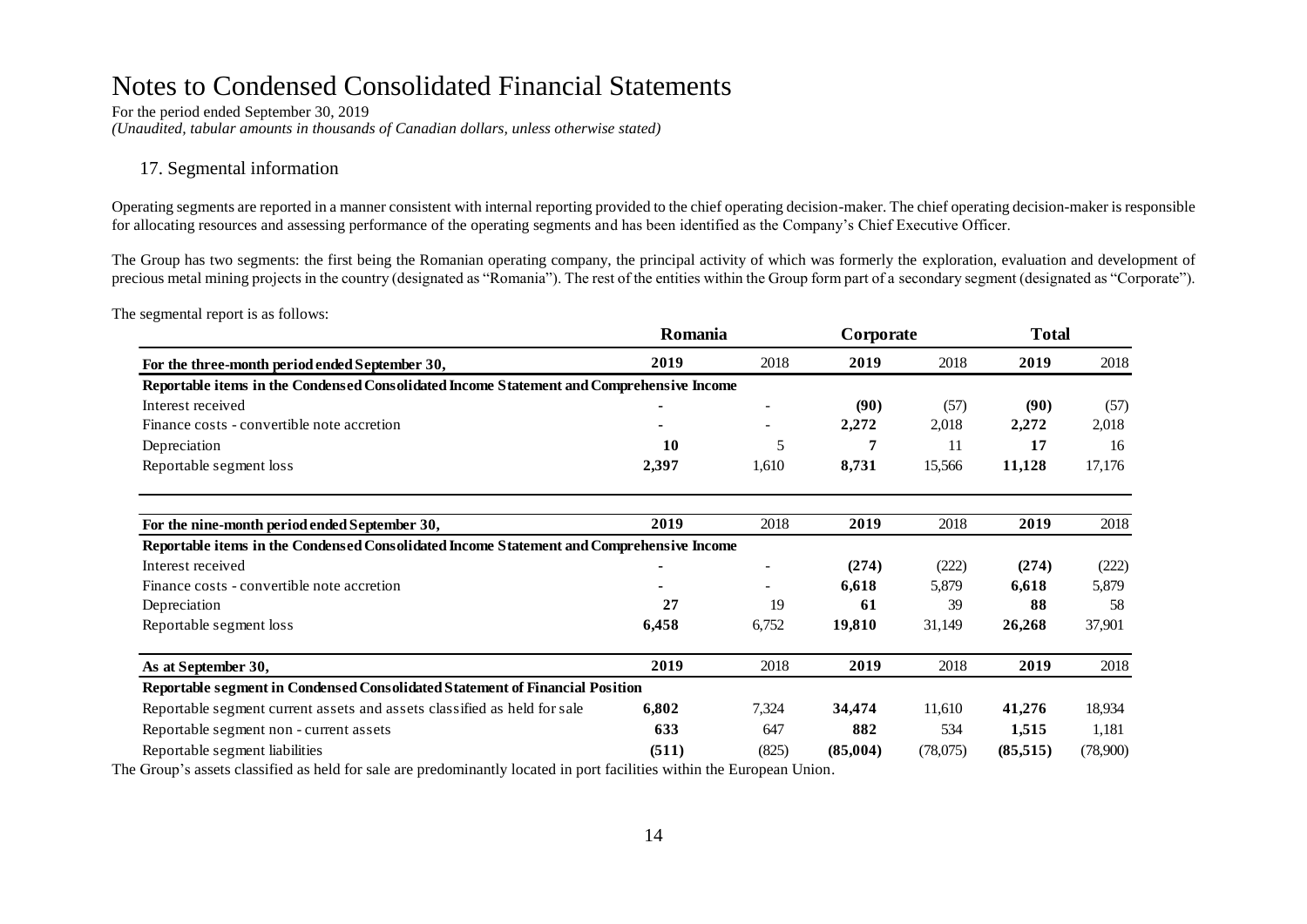# Notes to Condensed Consolidated Financial Statements

For the period ended September 30, 2019

*(Unaudited, tabular amounts in thousands of Canadian dollars, unless otherwise stated)*

## 17. Segmental information

Operating segments are reported in a manner consistent with internal reporting provided to the chief operating decision-maker. The chief operating decision-maker is responsible for allocating resources and assessing performance of the operating segments and has been identified as the Company's Chief Executive Officer.

The Group has two segments: the first being the Romanian operating company, the principal activity of which was formerly the exploration, evaluation and development of precious metal mining projects in the country (designated as "Romania"). The rest of the entities within the Group form part of a secondary segment (designated as "Corporate").

The segmental report is as follows:

| | Romania | | Corporate | | Total | |
|---|---|---|---|---|---|---|
| **For the three-month period ended September 30,** | **2019** | 2018 | **2019** | 2018 | **2019** | 2018 |
| **Reportable items in the Condensed Consolidated Income Statement and Comprehensive Income** | | | | | | |
| Interest received | **-** | - | **(90)** | (57) | **(90)** | (57) |
| Finance costs - convertible note accretion | **-** | - | **2,272** | 2,018 | **2,272** | 2,018 |
| Depreciation | **10** | 5 | **7** | 11 | **17** | 16 |
| Reportable segment loss | **2,397** | 1,610 | **8,731** | 15,566 | **11,128** | 17,176 |
| | | | | | | |
| **For the nine-month period ended September 30,** | **2019** | 2018 | **2019** | 2018 | **2019** | 2018 |
| **Reportable items in the Condensed Consolidated Income Statement and Comprehensive Income** | | | | | | |
| Interest received | **-** | - | **(274)** | (222) | **(274)** | (222) |
| Finance costs - convertible note accretion | **-** | - | **6,618** | 5,879 | **6,618** | 5,879 |
| Depreciation | **27** | 19 | **61** | 39 | **88** | 58 |
| Reportable segment loss | **6,458** | 6,752 | **19,810** | 31,149 | **26,268** | 37,901 |
| | | | | | | |
| **As at September 30,** | **2019** | 2018 | **2019** | 2018 | **2019** | 2018 |
| **Reportable segment in Condensed Consolidated Statement of Financial Position** | | | | | | |
| Reportable segment current assets and assets classified as held for sale | **6,802** | 7,324 | **34,474** | 11,610 | **41,276** | 18,934 |
| Reportable segment non - current assets | **633** | 647 | **882** | 534 | **1,515** | 1,181 |
| Reportable segment liabilities | **(511)** | (825) | **(85,004)** | (78,075) | **(85,515)** | (78,900) |

The Group's assets classified as held for sale are predominantly located in port facilities within the European Union.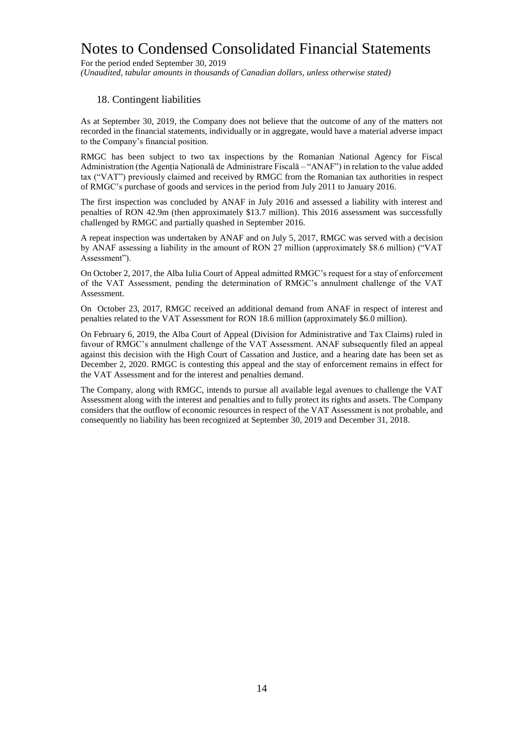## 18. Contingent liabilities

As at September 30, 2019, the Company does not believe that the outcome of any of the matters not recorded in the financial statements, individually or in aggregate, would have a material adverse impact to the Company's financial position.

RMGC has been subject to two tax inspections by the Romanian National Agency for Fiscal Administration (the Agenția Națională de Administrare Fiscală – "ANAF") in relation to the value added tax ("VAT") previously claimed and received by RMGC from the Romanian tax authorities in respect of RMGC's purchase of goods and services in the period from July 2011 to January 2016.

The first inspection was concluded by ANAF in July 2016 and assessed a liability with interest and penalties of RON 42.9m (then approximately \$13.7 million). This 2016 assessment was successfully challenged by RMGC and partially quashed in September 2016.

A repeat inspection was undertaken by ANAF and on July 5, 2017, RMGC was served with a decision by ANAF assessing a liability in the amount of RON 27 million (approximately \$8.6 million) ("VAT Assessment").

On October 2, 2017, the Alba Iulia Court of Appeal admitted RMGC's request for a stay of enforcement of the VAT Assessment, pending the determination of RMGC's annulment challenge of the VAT Assessment.

On October 23, 2017, RMGC received an additional demand from ANAF in respect of interest and penalties related to the VAT Assessment for RON 18.6 million (approximately \$6.0 million).

On February 6, 2019, the Alba Court of Appeal (Division for Administrative and Tax Claims) ruled in favour of RMGC's annulment challenge of the VAT Assessment. ANAF subsequently filed an appeal against this decision with the High Court of Cassation and Justice, and a hearing date has been set as December 2, 2020. RMGC is contesting this appeal and the stay of enforcement remains in effect for the VAT Assessment and for the interest and penalties demand.

The Company, along with RMGC, intends to pursue all available legal avenues to challenge the VAT Assessment along with the interest and penalties and to fully protect its rights and assets. The Company considers that the outflow of economic resources in respect of the VAT Assessment is not probable, and consequently no liability has been recognized at September 30, 2019 and December 31, 2018.